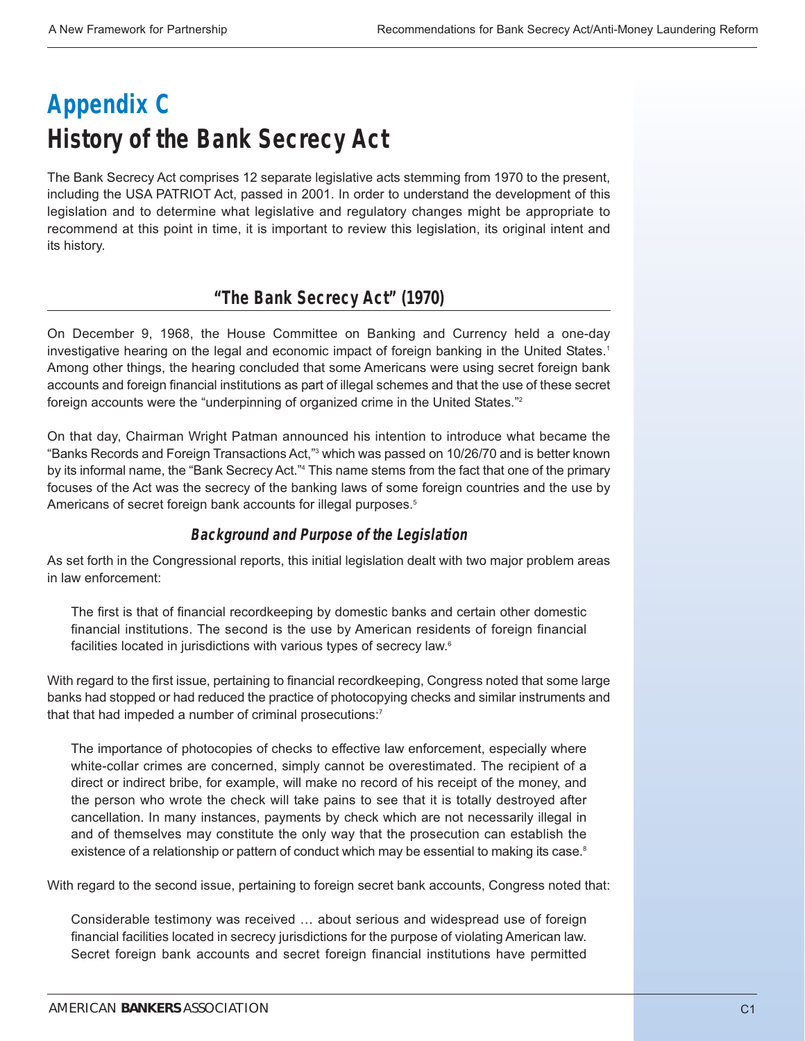# Appendix C
# History of the Bank Secrecy Act

The Bank Secrecy Act comprises 12 separate legislative acts stemming from 1970 to the present, including the USA PATRIOT Act, passed in 2001. In order to understand the development of this legislation and to determine what legislative and regulatory changes might be appropriate to recommend at this point in time, it is important to review this legislation, its original intent and its history.

## "The Bank Secrecy Act" (1970)

On December 9, 1968, the House Committee on Banking and Currency held a one-day investigative hearing on the legal and economic impact of foreign banking in the United States.[1] Among other things, the hearing concluded that some Americans were using secret foreign bank accounts and foreign financial institutions as part of illegal schemes and that the use of these secret foreign accounts were the "underpinning of organized crime in the United States."[2]

On that day, Chairman Wright Patman announced his intention to introduce what became the "Banks Records and Foreign Transactions Act,"[3] which was passed on 10/26/70 and is better known by its informal name, the "Bank Secrecy Act."[4] This name stems from the fact that one of the primary focuses of the Act was the secrecy of the banking laws of some foreign countries and the use by Americans of secret foreign bank accounts for illegal purposes.[5]

### *Background and Purpose of the Legislation*

As set forth in the Congressional reports, this initial legislation dealt with two major problem areas in law enforcement:

> The first is that of financial recordkeeping by domestic banks and certain other domestic financial institutions. The second is the use by American residents of foreign financial facilities located in jurisdictions with various types of secrecy law.[6]

With regard to the first issue, pertaining to financial recordkeeping, Congress noted that some large banks had stopped or had reduced the practice of photocopying checks and similar instruments and that that had impeded a number of criminal prosecutions:[7]

> The importance of photocopies of checks to effective law enforcement, especially where white-collar crimes are concerned, simply cannot be overestimated. The recipient of a direct or indirect bribe, for example, will make no record of his receipt of the money, and the person who wrote the check will take pains to see that it is totally destroyed after cancellation. In many instances, payments by check which are not necessarily illegal in and of themselves may constitute the only way that the prosecution can establish the existence of a relationship or pattern of conduct which may be essential to making its case.[8]

With regard to the second issue, pertaining to foreign secret bank accounts, Congress noted that:

> Considerable testimony was received … about serious and widespread use of foreign financial facilities located in secrecy jurisdictions for the purpose of violating American law. Secret foreign bank accounts and secret foreign financial institutions have permitted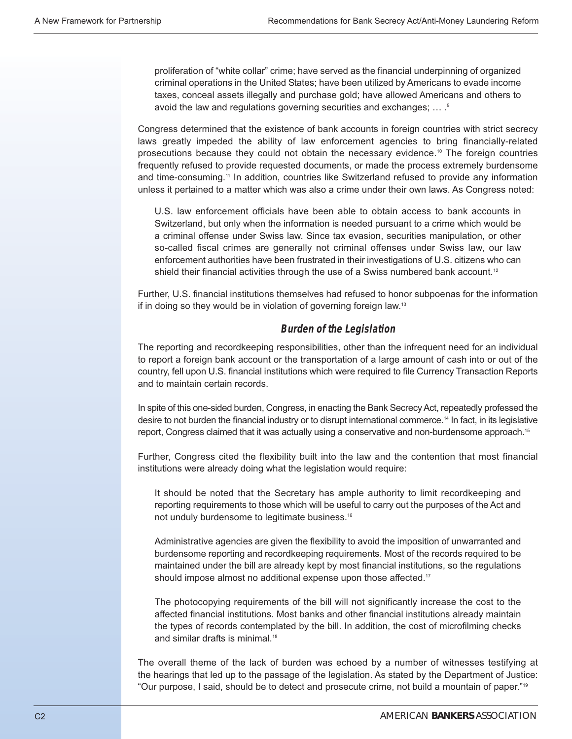> proliferation of "white collar" crime; have served as the financial underpinning of organized criminal operations in the United States; have been utilized by Americans to evade income taxes, conceal assets illegally and purchase gold; have allowed Americans and others to avoid the law and regulations governing securities and exchanges; … .[9]

Congress determined that the existence of bank accounts in foreign countries with strict secrecy laws greatly impeded the ability of law enforcement agencies to bring financially-related prosecutions because they could not obtain the necessary evidence.[10] The foreign countries frequently refused to provide requested documents, or made the process extremely burdensome and time-consuming.[11] In addition, countries like Switzerland refused to provide any information unless it pertained to a matter which was also a crime under their own laws. As Congress noted:

> U.S. law enforcement officials have been able to obtain access to bank accounts in Switzerland, but only when the information is needed pursuant to a crime which would be a criminal offense under Swiss law. Since tax evasion, securities manipulation, or other so-called fiscal crimes are generally not criminal offenses under Swiss law, our law enforcement authorities have been frustrated in their investigations of U.S. citizens who can shield their financial activities through the use of a Swiss numbered bank account.[12]

Further, U.S. financial institutions themselves had refused to honor subpoenas for the information if in doing so they would be in violation of governing foreign law.[13]

### *Burden of the Legislation*

The reporting and recordkeeping responsibilities, other than the infrequent need for an individual to report a foreign bank account or the transportation of a large amount of cash into or out of the country, fell upon U.S. financial institutions which were required to file Currency Transaction Reports and to maintain certain records.

In spite of this one-sided burden, Congress, in enacting the Bank Secrecy Act, repeatedly professed the desire to not burden the financial industry or to disrupt international commerce.[14] In fact, in its legislative report, Congress claimed that it was actually using a conservative and non-burdensome approach.[15]

Further, Congress cited the flexibility built into the law and the contention that most financial institutions were already doing what the legislation would require:

> It should be noted that the Secretary has ample authority to limit recordkeeping and reporting requirements to those which will be useful to carry out the purposes of the Act and not unduly burdensome to legitimate business.[16]
>
> Administrative agencies are given the flexibility to avoid the imposition of unwarranted and burdensome reporting and recordkeeping requirements. Most of the records required to be maintained under the bill are already kept by most financial institutions, so the regulations should impose almost no additional expense upon those affected.[17]
>
> The photocopying requirements of the bill will not significantly increase the cost to the affected financial institutions. Most banks and other financial institutions already maintain the types of records contemplated by the bill. In addition, the cost of microfilming checks and similar drafts is minimal.[18]

The overall theme of the lack of burden was echoed by a number of witnesses testifying at the hearings that led up to the passage of the legislation. As stated by the Department of Justice: "Our purpose, I said, should be to detect and prosecute crime, not build a mountain of paper."[19]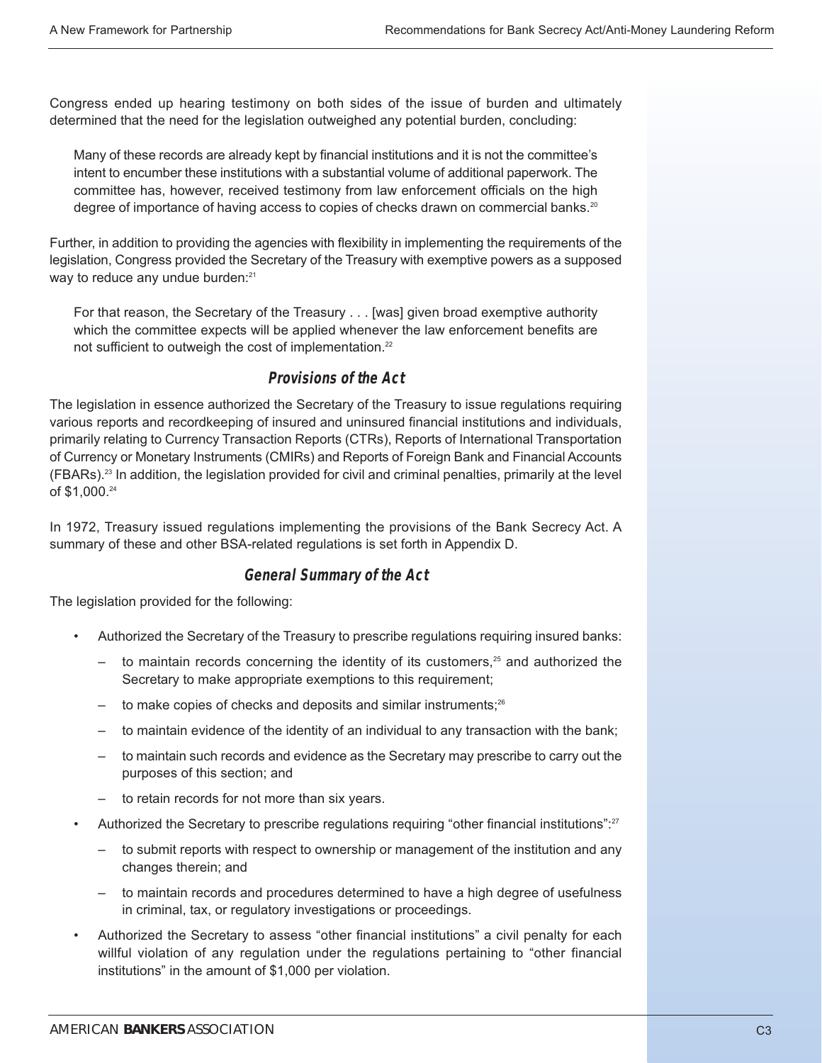Congress ended up hearing testimony on both sides of the issue of burden and ultimately determined that the need for the legislation outweighed any potential burden, concluding:

> Many of these records are already kept by financial institutions and it is not the committee's intent to encumber these institutions with a substantial volume of additional paperwork. The committee has, however, received testimony from law enforcement officials on the high degree of importance of having access to copies of checks drawn on commercial banks.[20]

Further, in addition to providing the agencies with flexibility in implementing the requirements of the legislation, Congress provided the Secretary of the Treasury with exemptive powers as a supposed way to reduce any undue burden:[21]

> For that reason, the Secretary of the Treasury . . . [was] given broad exemptive authority which the committee expects will be applied whenever the law enforcement benefits are not sufficient to outweigh the cost of implementation.[22]

### *Provisions of the Act*

The legislation in essence authorized the Secretary of the Treasury to issue regulations requiring various reports and recordkeeping of insured and uninsured financial institutions and individuals, primarily relating to Currency Transaction Reports (CTRs), Reports of International Transportation of Currency or Monetary Instruments (CMIRs) and Reports of Foreign Bank and Financial Accounts (FBARs).[23] In addition, the legislation provided for civil and criminal penalties, primarily at the level of $1,000.[24]

In 1972, Treasury issued regulations implementing the provisions of the Bank Secrecy Act. A summary of these and other BSA-related regulations is set forth in Appendix D.

### *General Summary of the Act*

The legislation provided for the following:

- Authorized the Secretary of the Treasury to prescribe regulations requiring insured banks:
  - to maintain records concerning the identity of its customers,[25] and authorized the Secretary to make appropriate exemptions to this requirement;
  - to make copies of checks and deposits and similar instruments;[26]
  - to maintain evidence of the identity of an individual to any transaction with the bank;
  - to maintain such records and evidence as the Secretary may prescribe to carry out the purposes of this section; and
  - to retain records for not more than six years.
- Authorized the Secretary to prescribe regulations requiring "other financial institutions":[27]
  - to submit reports with respect to ownership or management of the institution and any changes therein; and
  - to maintain records and procedures determined to have a high degree of usefulness in criminal, tax, or regulatory investigations or proceedings.
- Authorized the Secretary to assess "other financial institutions" a civil penalty for each willful violation of any regulation under the regulations pertaining to "other financial institutions" in the amount of $1,000 per violation.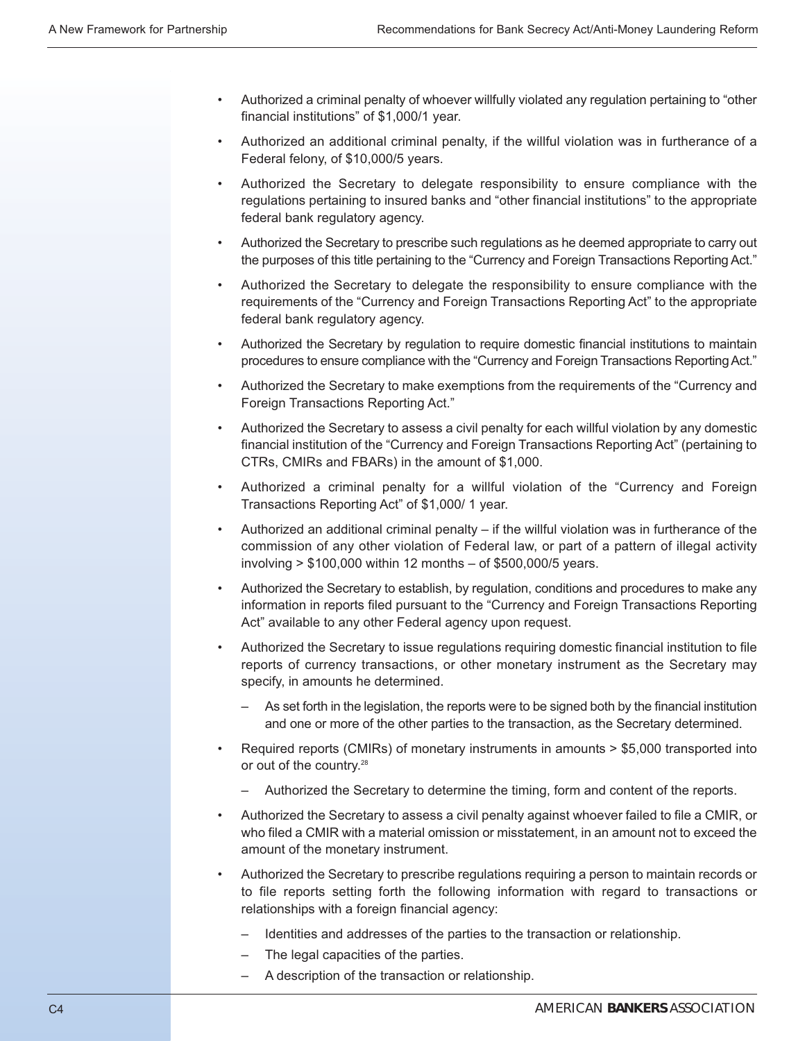- Authorized a criminal penalty of whoever willfully violated any regulation pertaining to "other financial institutions" of $1,000/1 year.
- Authorized an additional criminal penalty, if the willful violation was in furtherance of a Federal felony, of $10,000/5 years.
- Authorized the Secretary to delegate responsibility to ensure compliance with the regulations pertaining to insured banks and "other financial institutions" to the appropriate federal bank regulatory agency.
- Authorized the Secretary to prescribe such regulations as he deemed appropriate to carry out the purposes of this title pertaining to the "Currency and Foreign Transactions Reporting Act."
- Authorized the Secretary to delegate the responsibility to ensure compliance with the requirements of the "Currency and Foreign Transactions Reporting Act" to the appropriate federal bank regulatory agency.
- Authorized the Secretary by regulation to require domestic financial institutions to maintain procedures to ensure compliance with the "Currency and Foreign Transactions Reporting Act."
- Authorized the Secretary to make exemptions from the requirements of the "Currency and Foreign Transactions Reporting Act."
- Authorized the Secretary to assess a civil penalty for each willful violation by any domestic financial institution of the "Currency and Foreign Transactions Reporting Act" (pertaining to CTRs, CMIRs and FBARs) in the amount of $1,000.
- Authorized a criminal penalty for a willful violation of the "Currency and Foreign Transactions Reporting Act" of $1,000/ 1 year.
- Authorized an additional criminal penalty – if the willful violation was in furtherance of the commission of any other violation of Federal law, or part of a pattern of illegal activity involving > $100,000 within 12 months – of $500,000/5 years.
- Authorized the Secretary to establish, by regulation, conditions and procedures to make any information in reports filed pursuant to the "Currency and Foreign Transactions Reporting Act" available to any other Federal agency upon request.
- Authorized the Secretary to issue regulations requiring domestic financial institution to file reports of currency transactions, or other monetary instrument as the Secretary may specify, in amounts he determined.
  - As set forth in the legislation, the reports were to be signed both by the financial institution and one or more of the other parties to the transaction, as the Secretary determined.
- Required reports (CMIRs) of monetary instruments in amounts > $5,000 transported into or out of the country.[28]
  - Authorized the Secretary to determine the timing, form and content of the reports.
- Authorized the Secretary to assess a civil penalty against whoever failed to file a CMIR, or who filed a CMIR with a material omission or misstatement, in an amount not to exceed the amount of the monetary instrument.
- Authorized the Secretary to prescribe regulations requiring a person to maintain records or to file reports setting forth the following information with regard to transactions or relationships with a foreign financial agency:
  - Identities and addresses of the parties to the transaction or relationship.
  - The legal capacities of the parties.
  - A description of the transaction or relationship.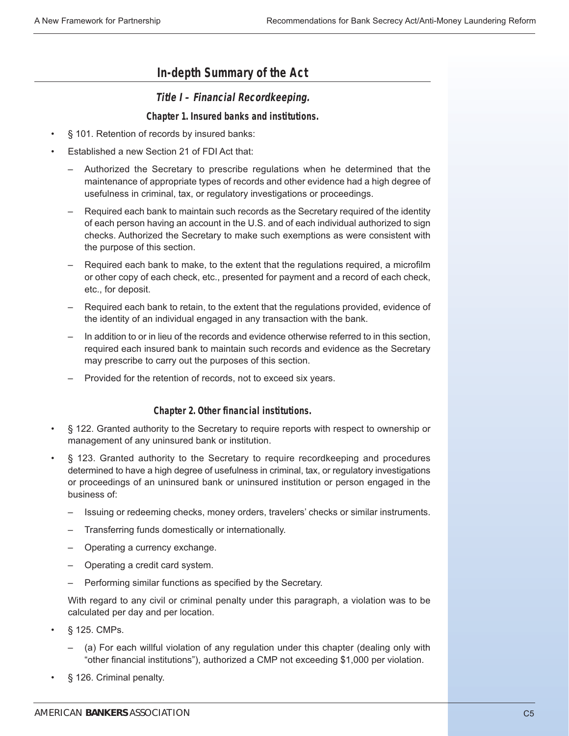## In-depth Summary of the Act

### *Title I – Financial Recordkeeping.*

#### Chapter 1. Insured banks and institutions.

- § 101. Retention of records by insured banks:
- Established a new Section 21 of FDI Act that:
  - Authorized the Secretary to prescribe regulations when he determined that the maintenance of appropriate types of records and other evidence had a high degree of usefulness in criminal, tax, or regulatory investigations or proceedings.
  - Required each bank to maintain such records as the Secretary required of the identity of each person having an account in the U.S. and of each individual authorized to sign checks. Authorized the Secretary to make such exemptions as were consistent with the purpose of this section.
  - Required each bank to make, to the extent that the regulations required, a microfilm or other copy of each check, etc., presented for payment and a record of each check, etc., for deposit.
  - Required each bank to retain, to the extent that the regulations provided, evidence of the identity of an individual engaged in any transaction with the bank.
  - In addition to or in lieu of the records and evidence otherwise referred to in this section, required each insured bank to maintain such records and evidence as the Secretary may prescribe to carry out the purposes of this section.
  - Provided for the retention of records, not to exceed six years.

#### Chapter 2. Other financial institutions.

- § 122. Granted authority to the Secretary to require reports with respect to ownership or management of any uninsured bank or institution.
- § 123. Granted authority to the Secretary to require recordkeeping and procedures determined to have a high degree of usefulness in criminal, tax, or regulatory investigations or proceedings of an uninsured bank or uninsured institution or person engaged in the business of:
  - Issuing or redeeming checks, money orders, travelers' checks or similar instruments.
  - Transferring funds domestically or internationally.
  - Operating a currency exchange.
  - Operating a credit card system.
  - Performing similar functions as specified by the Secretary.

  With regard to any civil or criminal penalty under this paragraph, a violation was to be calculated per day and per location.
- § 125. CMPs.
  - (a) For each willful violation of any regulation under this chapter (dealing only with "other financial institutions"), authorized a CMP not exceeding $1,000 per violation.
- § 126. Criminal penalty.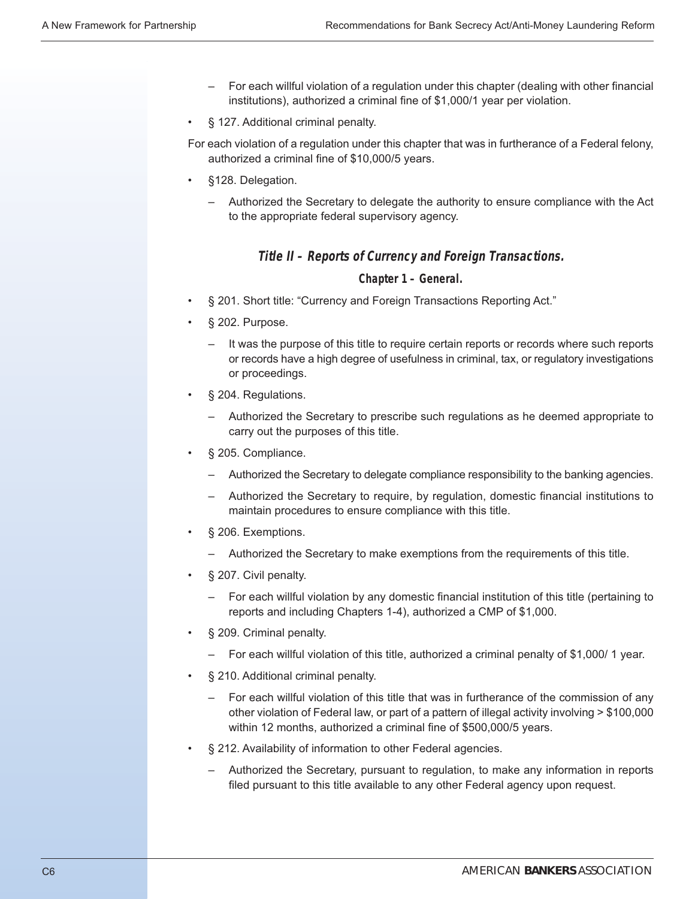- For each willful violation of a regulation under this chapter (dealing with other financial institutions), authorized a criminal fine of $1,000/1 year per violation.

- § 127. Additional criminal penalty.

For each violation of a regulation under this chapter that was in furtherance of a Federal felony, authorized a criminal fine of $10,000/5 years.

- §128. Delegation.
  - Authorized the Secretary to delegate the authority to ensure compliance with the Act to the appropriate federal supervisory agency.

### *Title II – Reports of Currency and Foreign Transactions.*

#### Chapter 1 – General.

- § 201. Short title: "Currency and Foreign Transactions Reporting Act."
- § 202. Purpose.
  - It was the purpose of this title to require certain reports or records where such reports or records have a high degree of usefulness in criminal, tax, or regulatory investigations or proceedings.
- § 204. Regulations.
  - Authorized the Secretary to prescribe such regulations as he deemed appropriate to carry out the purposes of this title.
- § 205. Compliance.
  - Authorized the Secretary to delegate compliance responsibility to the banking agencies.
  - Authorized the Secretary to require, by regulation, domestic financial institutions to maintain procedures to ensure compliance with this title.
- § 206. Exemptions.
  - Authorized the Secretary to make exemptions from the requirements of this title.
- § 207. Civil penalty.
  - For each willful violation by any domestic financial institution of this title (pertaining to reports and including Chapters 1-4), authorized a CMP of $1,000.
- § 209. Criminal penalty.
  - For each willful violation of this title, authorized a criminal penalty of $1,000/ 1 year.
- § 210. Additional criminal penalty.
  - For each willful violation of this title that was in furtherance of the commission of any other violation of Federal law, or part of a pattern of illegal activity involving > $100,000 within 12 months, authorized a criminal fine of $500,000/5 years.
- § 212. Availability of information to other Federal agencies.
  - Authorized the Secretary, pursuant to regulation, to make any information in reports filed pursuant to this title available to any other Federal agency upon request.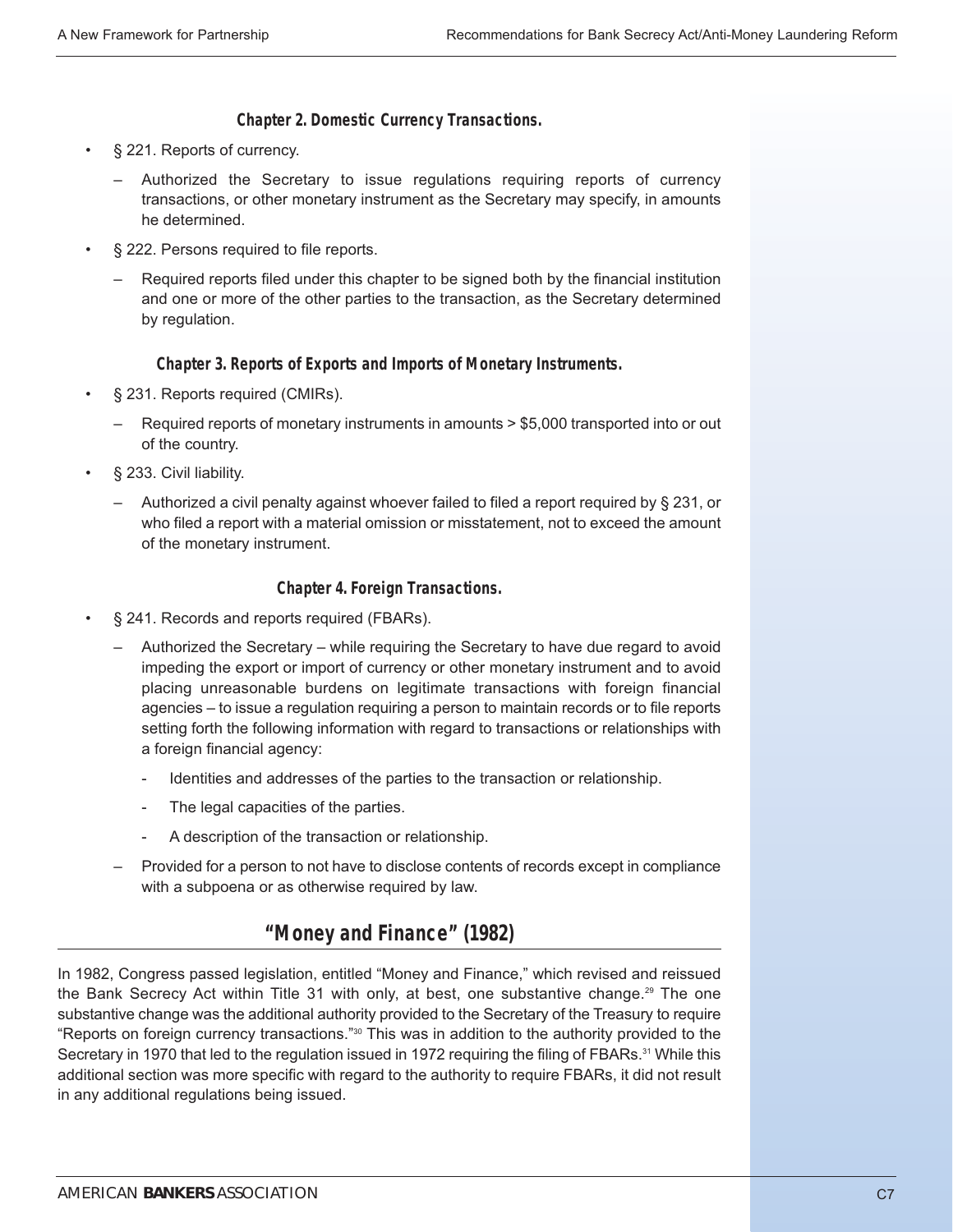### Chapter 2. Domestic Currency Transactions.

- § 221. Reports of currency.
  - Authorized the Secretary to issue regulations requiring reports of currency transactions, or other monetary instrument as the Secretary may specify, in amounts he determined.
- § 222. Persons required to file reports.
  - Required reports filed under this chapter to be signed both by the financial institution and one or more of the other parties to the transaction, as the Secretary determined by regulation.

### Chapter 3. Reports of Exports and Imports of Monetary Instruments.

- § 231. Reports required (CMIRs).
  - Required reports of monetary instruments in amounts > $5,000 transported into or out of the country.
- § 233. Civil liability.
  - Authorized a civil penalty against whoever failed to filed a report required by § 231, or who filed a report with a material omission or misstatement, not to exceed the amount of the monetary instrument.

### Chapter 4. Foreign Transactions.

- § 241. Records and reports required (FBARs).
  - Authorized the Secretary – while requiring the Secretary to have due regard to avoid impeding the export or import of currency or other monetary instrument and to avoid placing unreasonable burdens on legitimate transactions with foreign financial agencies – to issue a regulation requiring a person to maintain records or to file reports setting forth the following information with regard to transactions or relationships with a foreign financial agency:
    - Identities and addresses of the parties to the transaction or relationship.
    - The legal capacities of the parties.
    - A description of the transaction or relationship.
  - Provided for a person to not have to disclose contents of records except in compliance with a subpoena or as otherwise required by law.

## "Money and Finance" (1982)

In 1982, Congress passed legislation, entitled "Money and Finance," which revised and reissued the Bank Secrecy Act within Title 31 with only, at best, one substantive change.[29] The one substantive change was the additional authority provided to the Secretary of the Treasury to require "Reports on foreign currency transactions."[30] This was in addition to the authority provided to the Secretary in 1970 that led to the regulation issued in 1972 requiring the filing of FBARs.[31] While this additional section was more specific with regard to the authority to require FBARs, it did not result in any additional regulations being issued.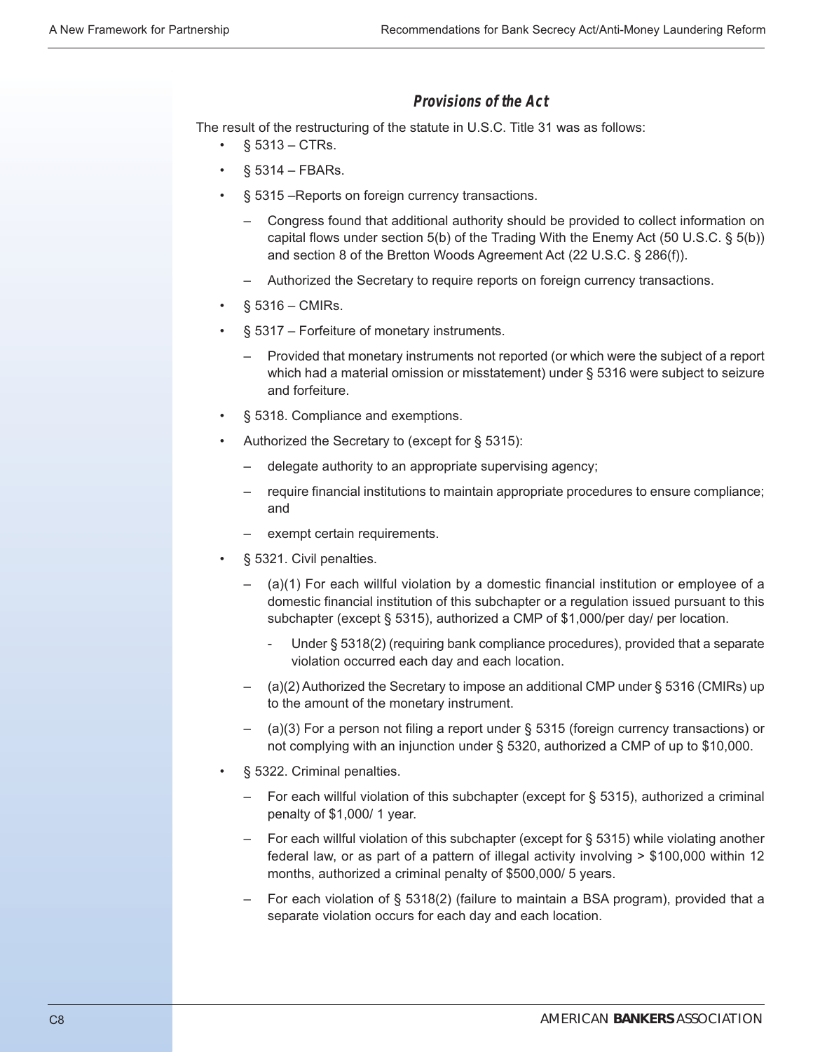### *Provisions of the Act*

The result of the restructuring of the statute in U.S.C. Title 31 was as follows:

- § 5313 – CTRs.
- § 5314 – FBARs.
- § 5315 –Reports on foreign currency transactions.
  - Congress found that additional authority should be provided to collect information on capital flows under section 5(b) of the Trading With the Enemy Act (50 U.S.C. § 5(b)) and section 8 of the Bretton Woods Agreement Act (22 U.S.C. § 286(f)).
  - Authorized the Secretary to require reports on foreign currency transactions.
- § 5316 – CMIRs.
- § 5317 – Forfeiture of monetary instruments.
  - Provided that monetary instruments not reported (or which were the subject of a report which had a material omission or misstatement) under § 5316 were subject to seizure and forfeiture.
- § 5318. Compliance and exemptions.
- Authorized the Secretary to (except for § 5315):
  - delegate authority to an appropriate supervising agency;
  - require financial institutions to maintain appropriate procedures to ensure compliance; and
  - exempt certain requirements.
- § 5321. Civil penalties.
  - (a)(1) For each willful violation by a domestic financial institution or employee of a domestic financial institution of this subchapter or a regulation issued pursuant to this subchapter (except § 5315), authorized a CMP of $1,000/per day/ per location.
    - Under § 5318(2) (requiring bank compliance procedures), provided that a separate violation occurred each day and each location.
  - (a)(2) Authorized the Secretary to impose an additional CMP under § 5316 (CMIRs) up to the amount of the monetary instrument.
  - (a)(3) For a person not filing a report under § 5315 (foreign currency transactions) or not complying with an injunction under § 5320, authorized a CMP of up to $10,000.
- § 5322. Criminal penalties.
  - For each willful violation of this subchapter (except for § 5315), authorized a criminal penalty of $1,000/ 1 year.
  - For each willful violation of this subchapter (except for § 5315) while violating another federal law, or as part of a pattern of illegal activity involving > $100,000 within 12 months, authorized a criminal penalty of $500,000/ 5 years.
  - For each violation of § 5318(2) (failure to maintain a BSA program), provided that a separate violation occurs for each day and each location.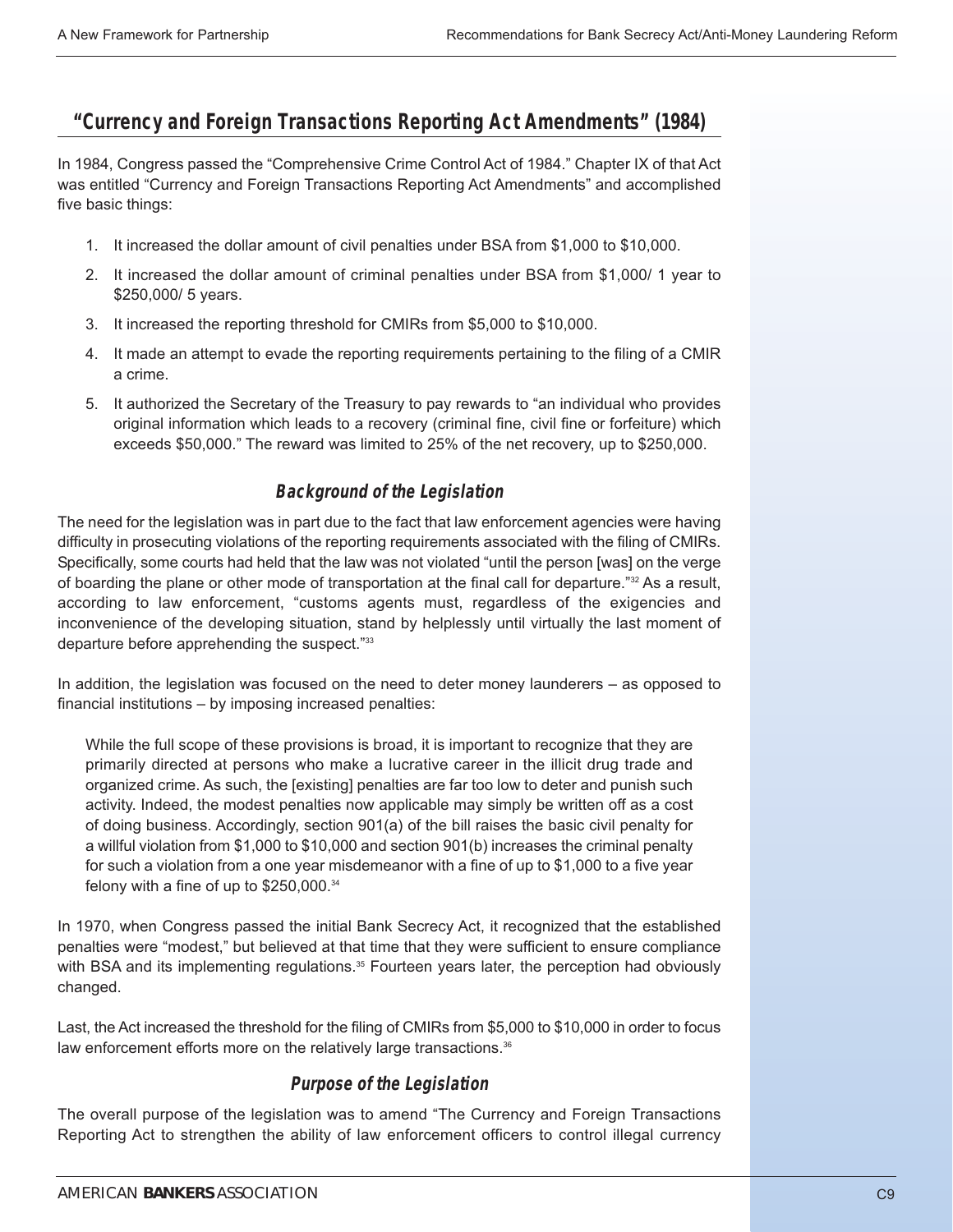## "Currency and Foreign Transactions Reporting Act Amendments" (1984)

In 1984, Congress passed the "Comprehensive Crime Control Act of 1984." Chapter IX of that Act was entitled "Currency and Foreign Transactions Reporting Act Amendments" and accomplished five basic things:

1. It increased the dollar amount of civil penalties under BSA from $1,000 to $10,000.
2. It increased the dollar amount of criminal penalties under BSA from $1,000/ 1 year to $250,000/ 5 years.
3. It increased the reporting threshold for CMIRs from $5,000 to $10,000.
4. It made an attempt to evade the reporting requirements pertaining to the filing of a CMIR a crime.
5. It authorized the Secretary of the Treasury to pay rewards to "an individual who provides original information which leads to a recovery (criminal fine, civil fine or forfeiture) which exceeds $50,000." The reward was limited to 25% of the net recovery, up to $250,000.

### Background of the Legislation

The need for the legislation was in part due to the fact that law enforcement agencies were having difficulty in prosecuting violations of the reporting requirements associated with the filing of CMIRs. Specifically, some courts had held that the law was not violated "until the person [was] on the verge of boarding the plane or other mode of transportation at the final call for departure."[32] As a result, according to law enforcement, "customs agents must, regardless of the exigencies and inconvenience of the developing situation, stand by helplessly until virtually the last moment of departure before apprehending the suspect."[33]

In addition, the legislation was focused on the need to deter money launderers – as opposed to financial institutions – by imposing increased penalties:

> While the full scope of these provisions is broad, it is important to recognize that they are primarily directed at persons who make a lucrative career in the illicit drug trade and organized crime. As such, the [existing] penalties are far too low to deter and punish such activity. Indeed, the modest penalties now applicable may simply be written off as a cost of doing business. Accordingly, section 901(a) of the bill raises the basic civil penalty for a willful violation from $1,000 to $10,000 and section 901(b) increases the criminal penalty for such a violation from a one year misdemeanor with a fine of up to $1,000 to a five year felony with a fine of up to $250,000.[34]

In 1970, when Congress passed the initial Bank Secrecy Act, it recognized that the established penalties were "modest," but believed at that time that they were sufficient to ensure compliance with BSA and its implementing regulations.[35] Fourteen years later, the perception had obviously changed.

Last, the Act increased the threshold for the filing of CMIRs from $5,000 to $10,000 in order to focus law enforcement efforts more on the relatively large transactions.[36]

### Purpose of the Legislation

The overall purpose of the legislation was to amend "The Currency and Foreign Transactions Reporting Act to strengthen the ability of law enforcement officers to control illegal currency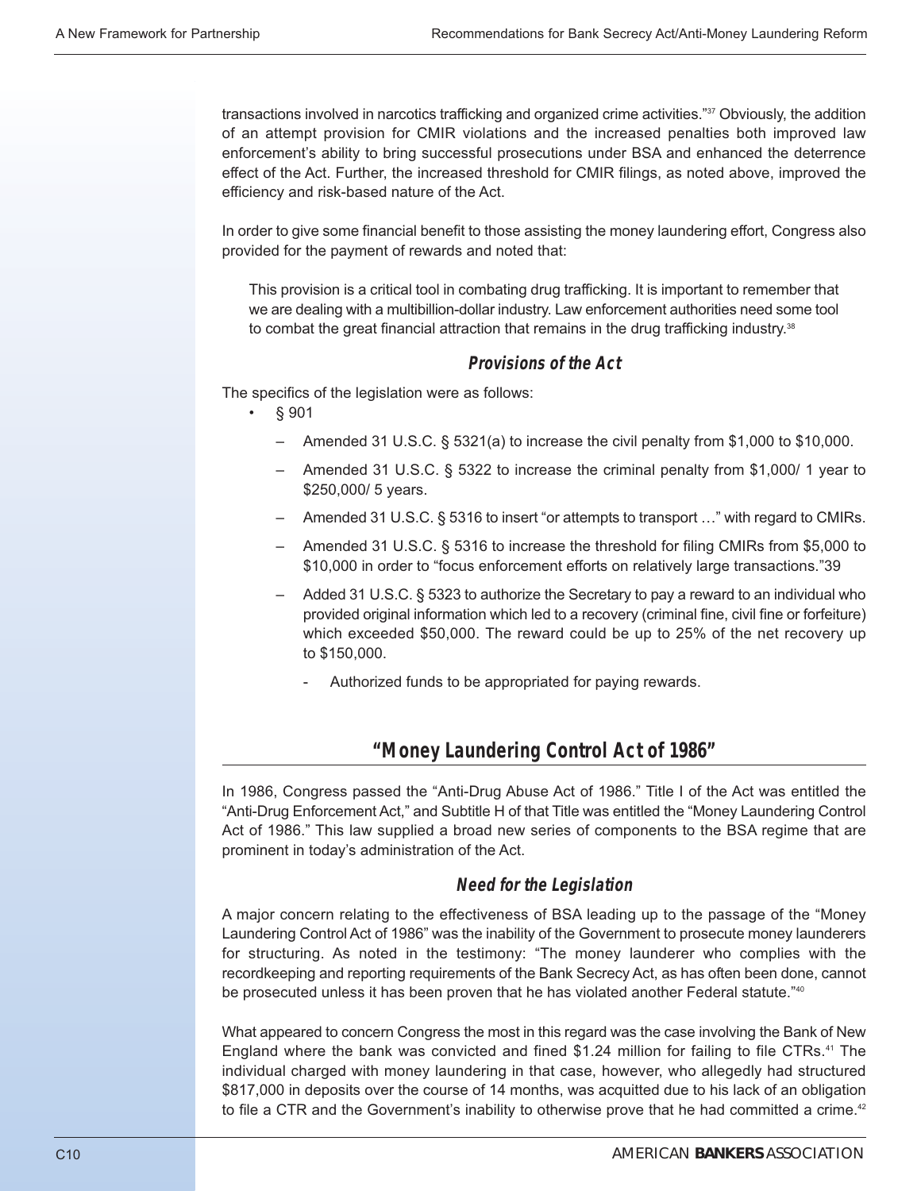transactions involved in narcotics trafficking and organized crime activities."[37] Obviously, the addition of an attempt provision for CMIR violations and the increased penalties both improved law enforcement's ability to bring successful prosecutions under BSA and enhanced the deterrence effect of the Act. Further, the increased threshold for CMIR filings, as noted above, improved the efficiency and risk-based nature of the Act.

In order to give some financial benefit to those assisting the money laundering effort, Congress also provided for the payment of rewards and noted that:

> This provision is a critical tool in combating drug trafficking. It is important to remember that we are dealing with a multibillion-dollar industry. Law enforcement authorities need some tool to combat the great financial attraction that remains in the drug trafficking industry.[38]

### Provisions of the Act

The specifics of the legislation were as follows:

- § 901
  - Amended 31 U.S.C. § 5321(a) to increase the civil penalty from $1,000 to $10,000.
  - Amended 31 U.S.C. § 5322 to increase the criminal penalty from $1,000/ 1 year to $250,000/ 5 years.
  - Amended 31 U.S.C. § 5316 to insert "or attempts to transport …" with regard to CMIRs.
  - Amended 31 U.S.C. § 5316 to increase the threshold for filing CMIRs from $5,000 to $10,000 in order to "focus enforcement efforts on relatively large transactions."39
  - Added 31 U.S.C. § 5323 to authorize the Secretary to pay a reward to an individual who provided original information which led to a recovery (criminal fine, civil fine or forfeiture) which exceeded $50,000. The reward could be up to 25% of the net recovery up to $150,000.
    - Authorized funds to be appropriated for paying rewards.

## "Money Laundering Control Act of 1986"

In 1986, Congress passed the "Anti-Drug Abuse Act of 1986." Title I of the Act was entitled the "Anti-Drug Enforcement Act," and Subtitle H of that Title was entitled the "Money Laundering Control Act of 1986." This law supplied a broad new series of components to the BSA regime that are prominent in today's administration of the Act.

### Need for the Legislation

A major concern relating to the effectiveness of BSA leading up to the passage of the "Money Laundering Control Act of 1986" was the inability of the Government to prosecute money launderers for structuring. As noted in the testimony: "The money launderer who complies with the recordkeeping and reporting requirements of the Bank Secrecy Act, as has often been done, cannot be prosecuted unless it has been proven that he has violated another Federal statute."[40]

What appeared to concern Congress the most in this regard was the case involving the Bank of New England where the bank was convicted and fined $1.24 million for failing to file CTRs.[41] The individual charged with money laundering in that case, however, who allegedly had structured $817,000 in deposits over the course of 14 months, was acquitted due to his lack of an obligation to file a CTR and the Government's inability to otherwise prove that he had committed a crime.[42]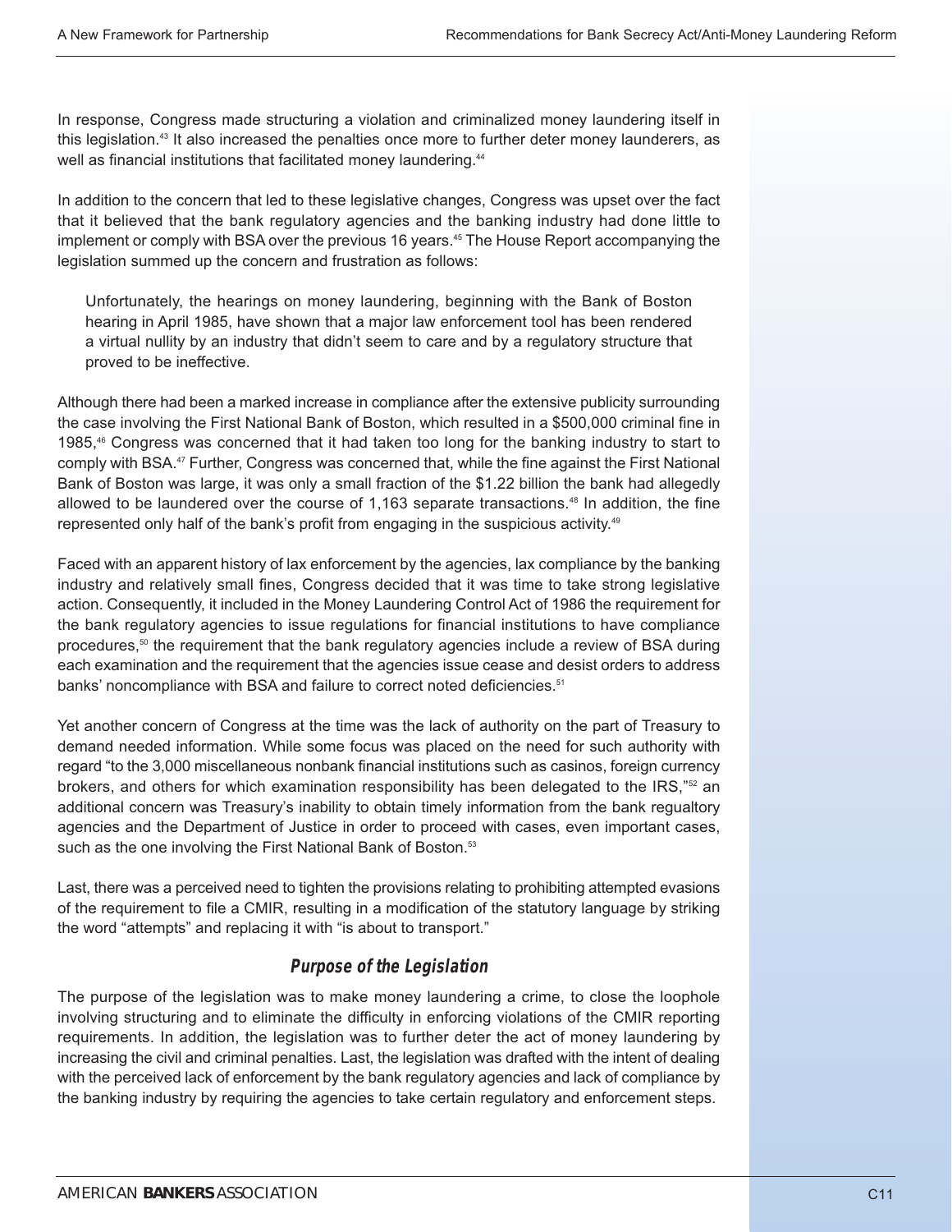In response, Congress made structuring a violation and criminalized money laundering itself in this legislation.[43] It also increased the penalties once more to further deter money launderers, as well as financial institutions that facilitated money laundering.[44]

In addition to the concern that led to these legislative changes, Congress was upset over the fact that it believed that the bank regulatory agencies and the banking industry had done little to implement or comply with BSA over the previous 16 years.[45] The House Report accompanying the legislation summed up the concern and frustration as follows:

> Unfortunately, the hearings on money laundering, beginning with the Bank of Boston hearing in April 1985, have shown that a major law enforcement tool has been rendered a virtual nullity by an industry that didn't seem to care and by a regulatory structure that proved to be ineffective.

Although there had been a marked increase in compliance after the extensive publicity surrounding the case involving the First National Bank of Boston, which resulted in a $500,000 criminal fine in 1985,[46] Congress was concerned that it had taken too long for the banking industry to start to comply with BSA.[47] Further, Congress was concerned that, while the fine against the First National Bank of Boston was large, it was only a small fraction of the $1.22 billion the bank had allegedly allowed to be laundered over the course of 1,163 separate transactions.[48] In addition, the fine represented only half of the bank's profit from engaging in the suspicious activity.[49]

Faced with an apparent history of lax enforcement by the agencies, lax compliance by the banking industry and relatively small fines, Congress decided that it was time to take strong legislative action. Consequently, it included in the Money Laundering Control Act of 1986 the requirement for the bank regulatory agencies to issue regulations for financial institutions to have compliance procedures,[50] the requirement that the bank regulatory agencies include a review of BSA during each examination and the requirement that the agencies issue cease and desist orders to address banks' noncompliance with BSA and failure to correct noted deficiencies.[51]

Yet another concern of Congress at the time was the lack of authority on the part of Treasury to demand needed information. While some focus was placed on the need for such authority with regard "to the 3,000 miscellaneous nonbank financial institutions such as casinos, foreign currency brokers, and others for which examination responsibility has been delegated to the IRS,"[52] an additional concern was Treasury's inability to obtain timely information from the bank regualtory agencies and the Department of Justice in order to proceed with cases, even important cases, such as the one involving the First National Bank of Boston.[53]

Last, there was a perceived need to tighten the provisions relating to prohibiting attempted evasions of the requirement to file a CMIR, resulting in a modification of the statutory language by striking the word "attempts" and replacing it with "is about to transport."

### *Purpose of the Legislation*

The purpose of the legislation was to make money laundering a crime, to close the loophole involving structuring and to eliminate the difficulty in enforcing violations of the CMIR reporting requirements. In addition, the legislation was to further deter the act of money laundering by increasing the civil and criminal penalties. Last, the legislation was drafted with the intent of dealing with the perceived lack of enforcement by the bank regulatory agencies and lack of compliance by the banking industry by requiring the agencies to take certain regulatory and enforcement steps.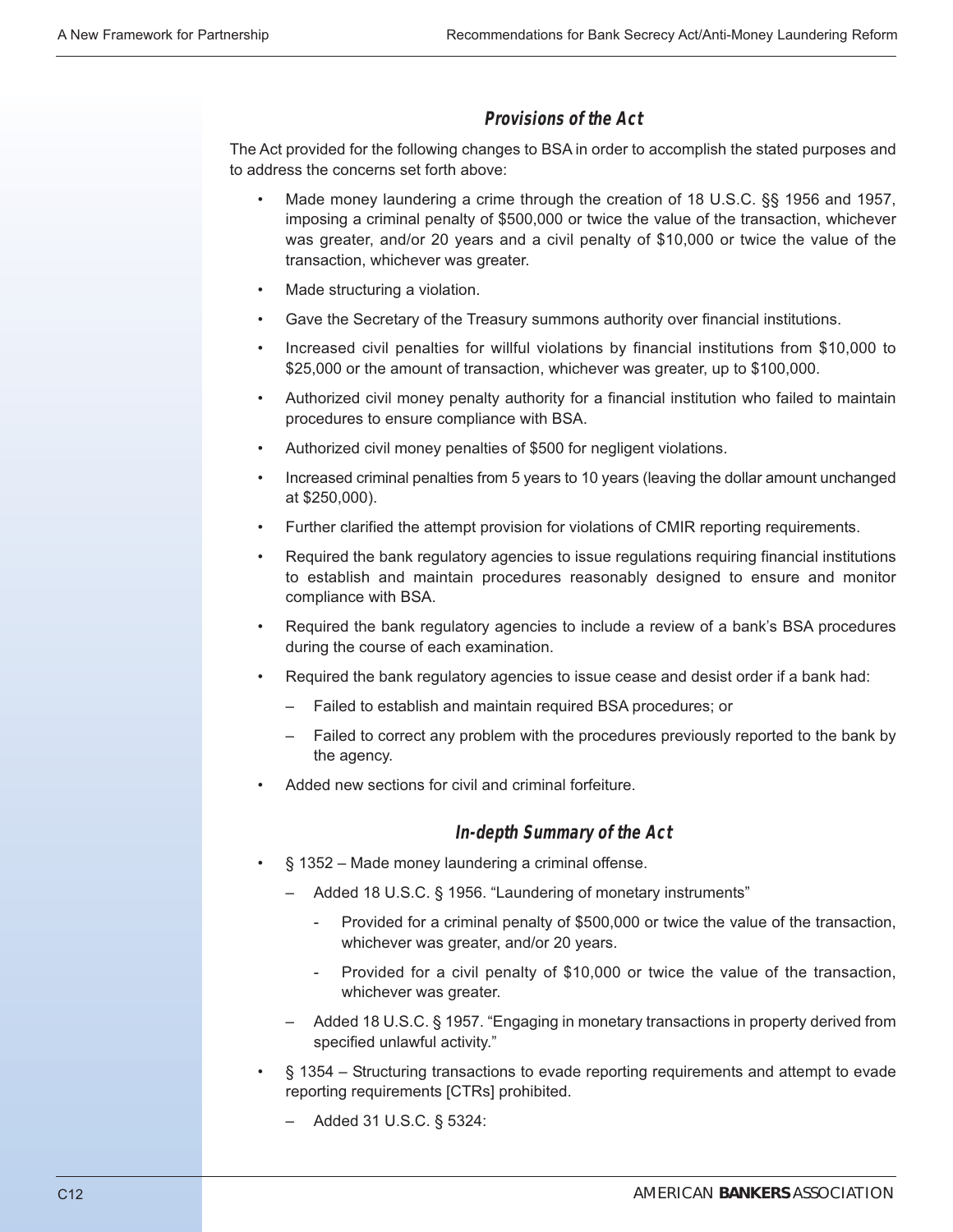### *Provisions of the Act*

The Act provided for the following changes to BSA in order to accomplish the stated purposes and to address the concerns set forth above:

- Made money laundering a crime through the creation of 18 U.S.C. §§ 1956 and 1957, imposing a criminal penalty of $500,000 or twice the value of the transaction, whichever was greater, and/or 20 years and a civil penalty of $10,000 or twice the value of the transaction, whichever was greater.
- Made structuring a violation.
- Gave the Secretary of the Treasury summons authority over financial institutions.
- Increased civil penalties for willful violations by financial institutions from $10,000 to $25,000 or the amount of transaction, whichever was greater, up to $100,000.
- Authorized civil money penalty authority for a financial institution who failed to maintain procedures to ensure compliance with BSA.
- Authorized civil money penalties of $500 for negligent violations.
- Increased criminal penalties from 5 years to 10 years (leaving the dollar amount unchanged at $250,000).
- Further clarified the attempt provision for violations of CMIR reporting requirements.
- Required the bank regulatory agencies to issue regulations requiring financial institutions to establish and maintain procedures reasonably designed to ensure and monitor compliance with BSA.
- Required the bank regulatory agencies to include a review of a bank's BSA procedures during the course of each examination.
- Required the bank regulatory agencies to issue cease and desist order if a bank had:
  - Failed to establish and maintain required BSA procedures; or
  - Failed to correct any problem with the procedures previously reported to the bank by the agency.
- Added new sections for civil and criminal forfeiture.

### *In-depth Summary of the Act*

- § 1352 – Made money laundering a criminal offense.
  - Added 18 U.S.C. § 1956. "Laundering of monetary instruments"
    - Provided for a criminal penalty of $500,000 or twice the value of the transaction, whichever was greater, and/or 20 years.
    - Provided for a civil penalty of $10,000 or twice the value of the transaction, whichever was greater.
  - Added 18 U.S.C. § 1957. "Engaging in monetary transactions in property derived from specified unlawful activity."
- § 1354 – Structuring transactions to evade reporting requirements and attempt to evade reporting requirements [CTRs] prohibited.
  - Added 31 U.S.C. § 5324: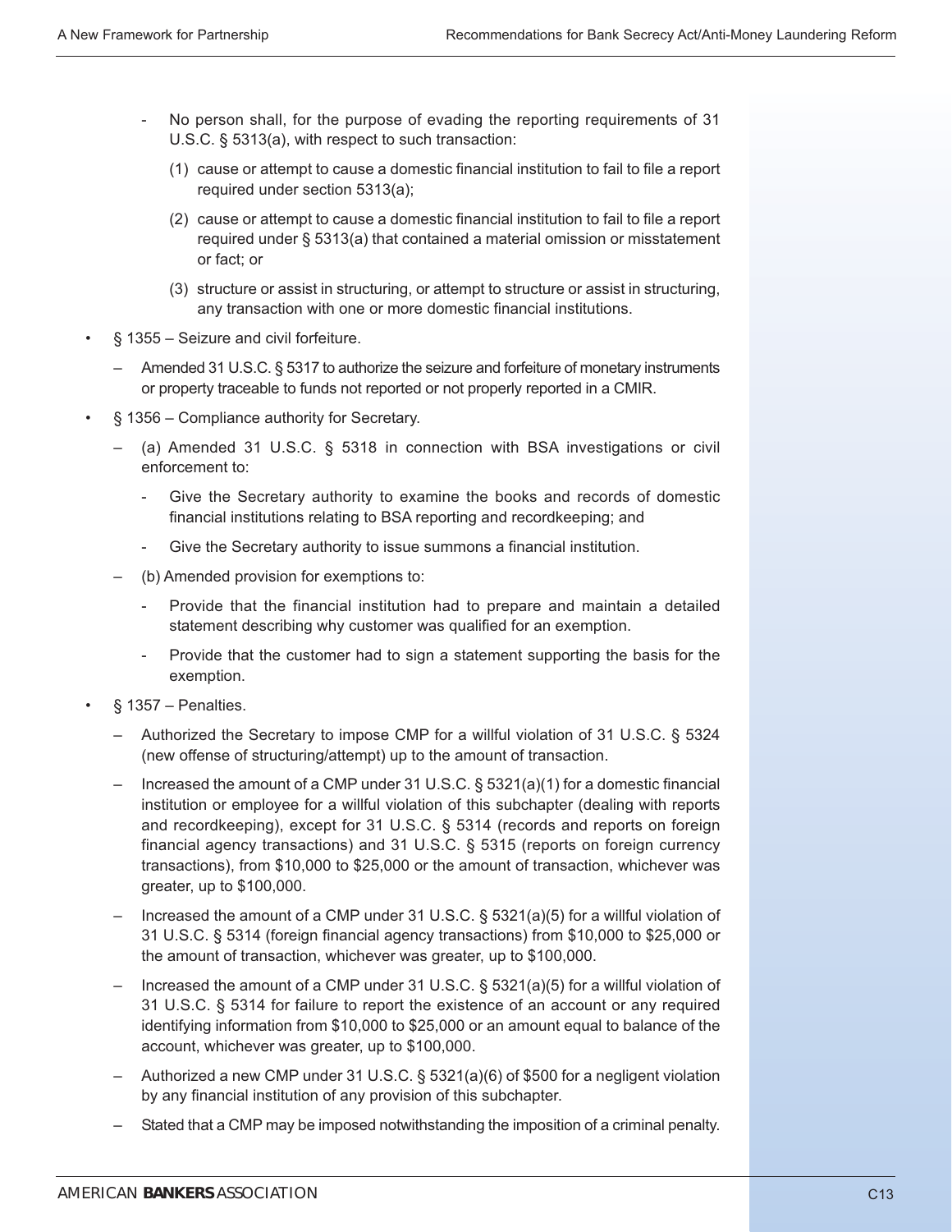- No person shall, for the purpose of evading the reporting requirements of 31 U.S.C. § 5313(a), with respect to such transaction:

  (1) cause or attempt to cause a domestic financial institution to fail to file a report required under section 5313(a);

  (2) cause or attempt to cause a domestic financial institution to fail to file a report required under § 5313(a) that contained a material omission or misstatement or fact; or

  (3) structure or assist in structuring, or attempt to structure or assist in structuring, any transaction with one or more domestic financial institutions.

- § 1355 – Seizure and civil forfeiture.
  - Amended 31 U.S.C. § 5317 to authorize the seizure and forfeiture of monetary instruments or property traceable to funds not reported or not properly reported in a CMIR.
- § 1356 – Compliance authority for Secretary.
  - (a) Amended 31 U.S.C. § 5318 in connection with BSA investigations or civil enforcement to:
    - Give the Secretary authority to examine the books and records of domestic financial institutions relating to BSA reporting and recordkeeping; and
    - Give the Secretary authority to issue summons a financial institution.
  - (b) Amended provision for exemptions to:
    - Provide that the financial institution had to prepare and maintain a detailed statement describing why customer was qualified for an exemption.
    - Provide that the customer had to sign a statement supporting the basis for the exemption.
- § 1357 – Penalties.
  - Authorized the Secretary to impose CMP for a willful violation of 31 U.S.C. § 5324 (new offense of structuring/attempt) up to the amount of transaction.
  - Increased the amount of a CMP under 31 U.S.C. § 5321(a)(1) for a domestic financial institution or employee for a willful violation of this subchapter (dealing with reports and recordkeeping), except for 31 U.S.C. § 5314 (records and reports on foreign financial agency transactions) and 31 U.S.C. § 5315 (reports on foreign currency transactions), from $10,000 to $25,000 or the amount of transaction, whichever was greater, up to $100,000.
  - Increased the amount of a CMP under 31 U.S.C. § 5321(a)(5) for a willful violation of 31 U.S.C. § 5314 (foreign financial agency transactions) from $10,000 to $25,000 or the amount of transaction, whichever was greater, up to $100,000.
  - Increased the amount of a CMP under 31 U.S.C. § 5321(a)(5) for a willful violation of 31 U.S.C. § 5314 for failure to report the existence of an account or any required identifying information from $10,000 to $25,000 or an amount equal to balance of the account, whichever was greater, up to $100,000.
  - Authorized a new CMP under 31 U.S.C. § 5321(a)(6) of $500 for a negligent violation by any financial institution of any provision of this subchapter.
  - Stated that a CMP may be imposed notwithstanding the imposition of a criminal penalty.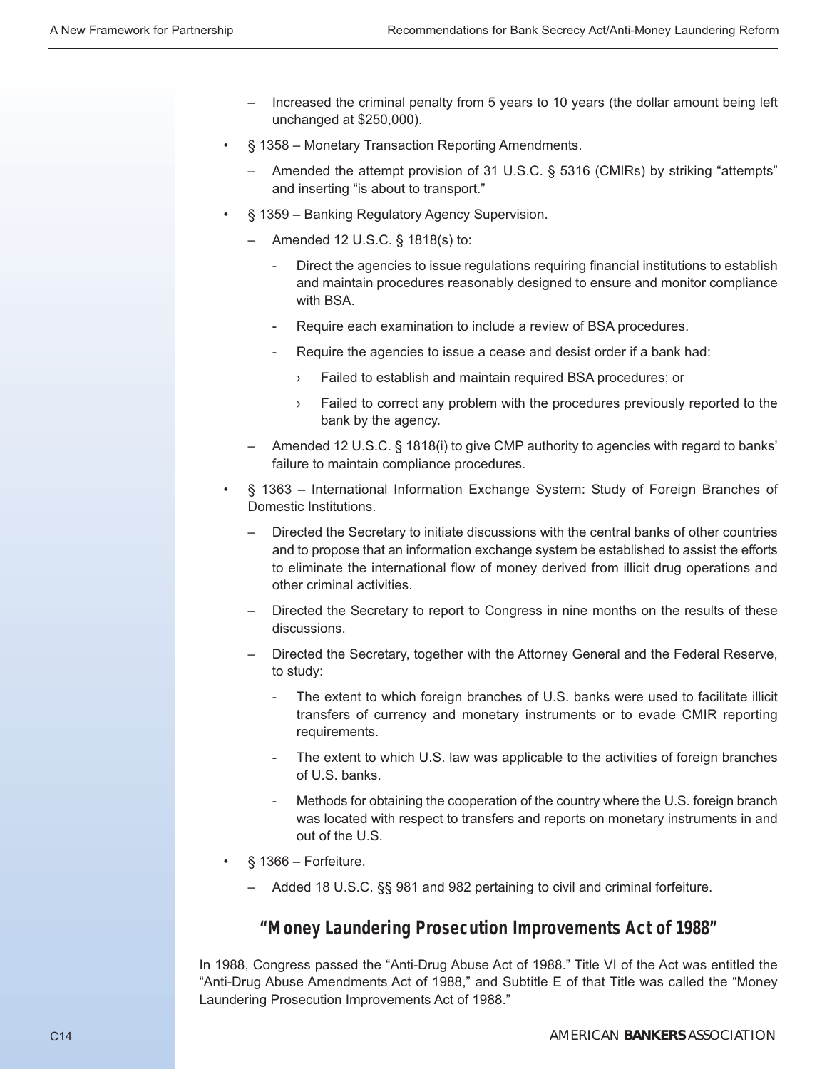- Increased the criminal penalty from 5 years to 10 years (the dollar amount being left unchanged at $250,000).

- § 1358 – Monetary Transaction Reporting Amendments.
  - Amended the attempt provision of 31 U.S.C. § 5316 (CMIRs) by striking "attempts" and inserting "is about to transport."
- § 1359 – Banking Regulatory Agency Supervision.
  - Amended 12 U.S.C. § 1818(s) to:
    - Direct the agencies to issue regulations requiring financial institutions to establish and maintain procedures reasonably designed to ensure and monitor compliance with BSA.
    - Require each examination to include a review of BSA procedures.
    - Require the agencies to issue a cease and desist order if a bank had:
      - Failed to establish and maintain required BSA procedures; or
      - Failed to correct any problem with the procedures previously reported to the bank by the agency.
  - Amended 12 U.S.C. § 1818(i) to give CMP authority to agencies with regard to banks' failure to maintain compliance procedures.
- § 1363 – International Information Exchange System: Study of Foreign Branches of Domestic Institutions.
  - Directed the Secretary to initiate discussions with the central banks of other countries and to propose that an information exchange system be established to assist the efforts to eliminate the international flow of money derived from illicit drug operations and other criminal activities.
  - Directed the Secretary to report to Congress in nine months on the results of these discussions.
  - Directed the Secretary, together with the Attorney General and the Federal Reserve, to study:
    - The extent to which foreign branches of U.S. banks were used to facilitate illicit transfers of currency and monetary instruments or to evade CMIR reporting requirements.
    - The extent to which U.S. law was applicable to the activities of foreign branches of U.S. banks.
    - Methods for obtaining the cooperation of the country where the U.S. foreign branch was located with respect to transfers and reports on monetary instruments in and out of the U.S.
- § 1366 – Forfeiture.
  - Added 18 U.S.C. §§ 981 and 982 pertaining to civil and criminal forfeiture.

## "Money Laundering Prosecution Improvements Act of 1988"

In 1988, Congress passed the "Anti-Drug Abuse Act of 1988." Title VI of the Act was entitled the "Anti-Drug Abuse Amendments Act of 1988," and Subtitle E of that Title was called the "Money Laundering Prosecution Improvements Act of 1988."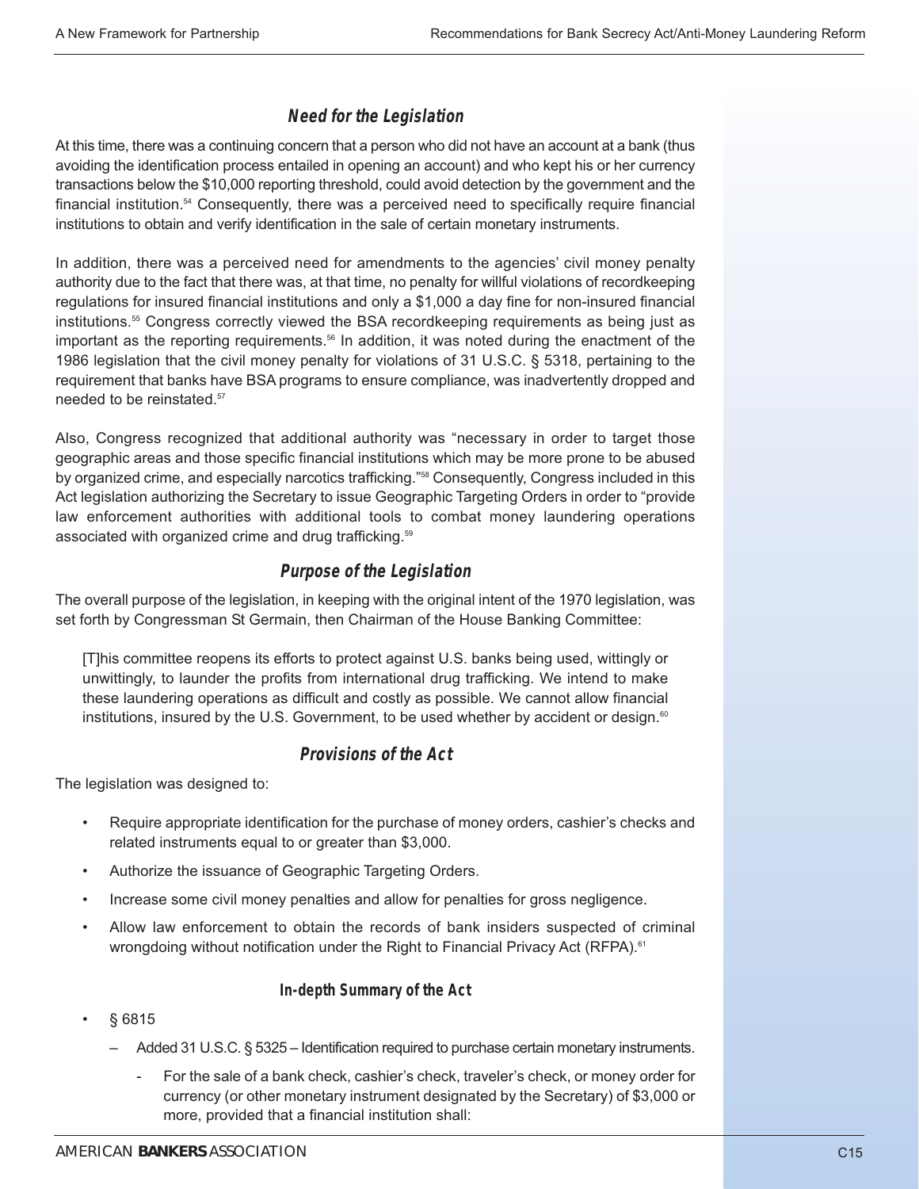### Need for the Legislation

At this time, there was a continuing concern that a person who did not have an account at a bank (thus avoiding the identification process entailed in opening an account) and who kept his or her currency transactions below the $10,000 reporting threshold, could avoid detection by the government and the financial institution.[54] Consequently, there was a perceived need to specifically require financial institutions to obtain and verify identification in the sale of certain monetary instruments.

In addition, there was a perceived need for amendments to the agencies' civil money penalty authority due to the fact that there was, at that time, no penalty for willful violations of recordkeeping regulations for insured financial institutions and only a $1,000 a day fine for non-insured financial institutions.[55] Congress correctly viewed the BSA recordkeeping requirements as being just as important as the reporting requirements.[56] In addition, it was noted during the enactment of the 1986 legislation that the civil money penalty for violations of 31 U.S.C. § 5318, pertaining to the requirement that banks have BSA programs to ensure compliance, was inadvertently dropped and needed to be reinstated.[57]

Also, Congress recognized that additional authority was "necessary in order to target those geographic areas and those specific financial institutions which may be more prone to be abused by organized crime, and especially narcotics trafficking."[58] Consequently, Congress included in this Act legislation authorizing the Secretary to issue Geographic Targeting Orders in order to "provide law enforcement authorities with additional tools to combat money laundering operations associated with organized crime and drug trafficking.[59]

### Purpose of the Legislation

The overall purpose of the legislation, in keeping with the original intent of the 1970 legislation, was set forth by Congressman St Germain, then Chairman of the House Banking Committee:

> [T]his committee reopens its efforts to protect against U.S. banks being used, wittingly or unwittingly, to launder the profits from international drug trafficking. We intend to make these laundering operations as difficult and costly as possible. We cannot allow financial institutions, insured by the U.S. Government, to be used whether by accident or design.[60]

### Provisions of the Act

The legislation was designed to:

- Require appropriate identification for the purchase of money orders, cashier's checks and related instruments equal to or greater than $3,000.
- Authorize the issuance of Geographic Targeting Orders.
- Increase some civil money penalties and allow for penalties for gross negligence.
- Allow law enforcement to obtain the records of bank insiders suspected of criminal wrongdoing without notification under the Right to Financial Privacy Act (RFPA).[61]

#### In-depth Summary of the Act

- § 6815
  - Added 31 U.S.C. § 5325 – Identification required to purchase certain monetary instruments.
    - For the sale of a bank check, cashier's check, traveler's check, or money order for currency (or other monetary instrument designated by the Secretary) of $3,000 or more, provided that a financial institution shall: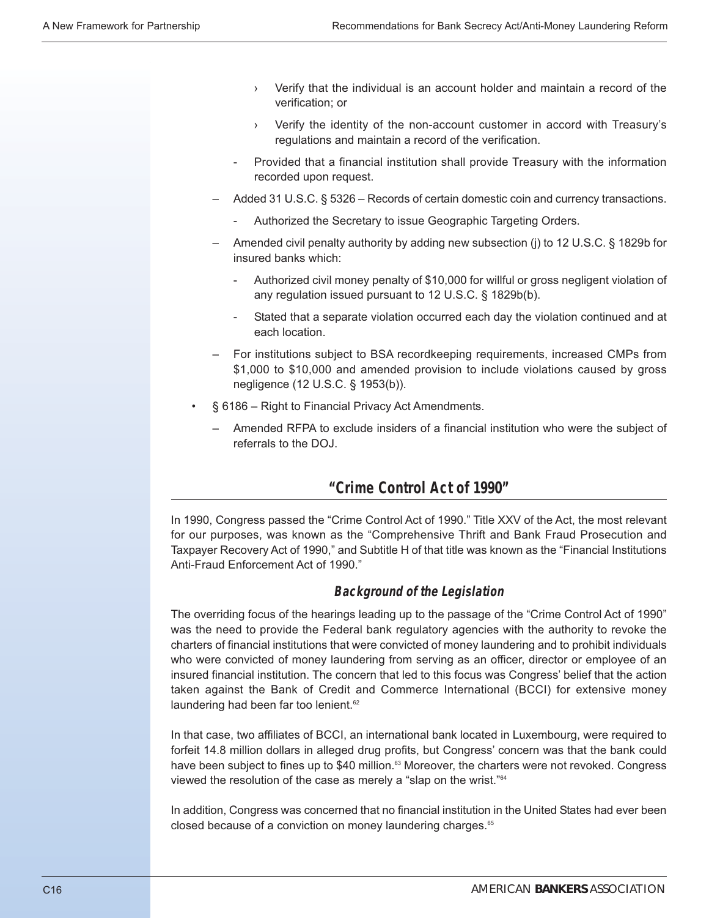- › Verify that the individual is an account holder and maintain a record of the verification; or
  - › Verify the identity of the non-account customer in accord with Treasury's regulations and maintain a record of the verification.
  - - Provided that a financial institution shall provide Treasury with the information recorded upon request.
- – Added 31 U.S.C. § 5326 – Records of certain domestic coin and currency transactions.
  - - Authorized the Secretary to issue Geographic Targeting Orders.
- – Amended civil penalty authority by adding new subsection (j) to 12 U.S.C. § 1829b for insured banks which:
  - - Authorized civil money penalty of $10,000 for willful or gross negligent violation of any regulation issued pursuant to 12 U.S.C. § 1829b(b).
  - - Stated that a separate violation occurred each day the violation continued and at each location.
- – For institutions subject to BSA recordkeeping requirements, increased CMPs from $1,000 to $10,000 and amended provision to include violations caused by gross negligence (12 U.S.C. § 1953(b)).

- § 6186 – Right to Financial Privacy Act Amendments.
  - – Amended RFPA to exclude insiders of a financial institution who were the subject of referrals to the DOJ.

## "Crime Control Act of 1990"

In 1990, Congress passed the "Crime Control Act of 1990." Title XXV of the Act, the most relevant for our purposes, was known as the "Comprehensive Thrift and Bank Fraud Prosecution and Taxpayer Recovery Act of 1990," and Subtitle H of that title was known as the "Financial Institutions Anti-Fraud Enforcement Act of 1990."

### Background of the Legislation

The overriding focus of the hearings leading up to the passage of the "Crime Control Act of 1990" was the need to provide the Federal bank regulatory agencies with the authority to revoke the charters of financial institutions that were convicted of money laundering and to prohibit individuals who were convicted of money laundering from serving as an officer, director or employee of an insured financial institution. The concern that led to this focus was Congress' belief that the action taken against the Bank of Credit and Commerce International (BCCI) for extensive money laundering had been far too lenient.[62]

In that case, two affiliates of BCCI, an international bank located in Luxembourg, were required to forfeit 14.8 million dollars in alleged drug profits, but Congress' concern was that the bank could have been subject to fines up to $40 million.[63] Moreover, the charters were not revoked. Congress viewed the resolution of the case as merely a "slap on the wrist."[64]

In addition, Congress was concerned that no financial institution in the United States had ever been closed because of a conviction on money laundering charges.[65]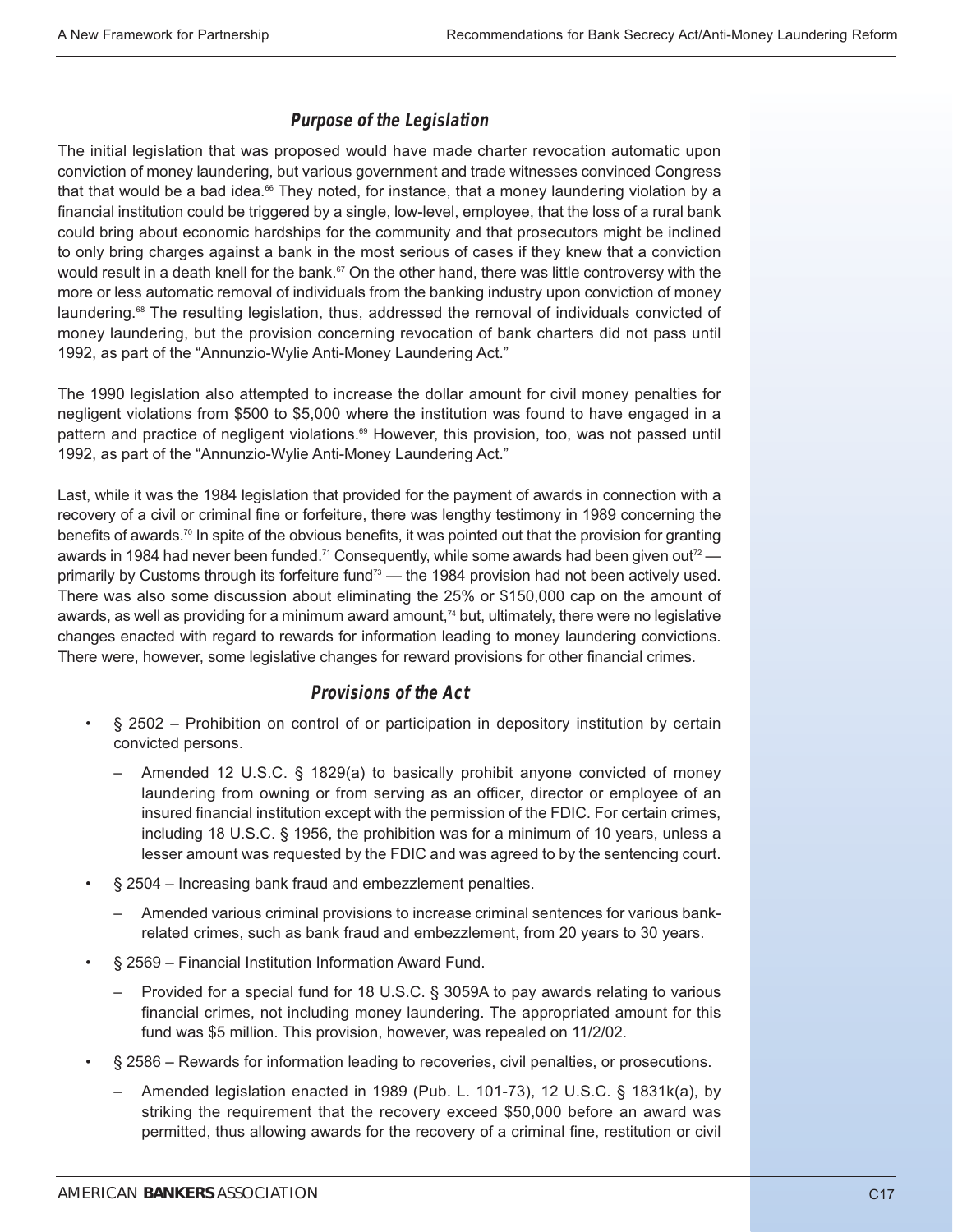### *Purpose of the Legislation*

The initial legislation that was proposed would have made charter revocation automatic upon conviction of money laundering, but various government and trade witnesses convinced Congress that that would be a bad idea.[66] They noted, for instance, that a money laundering violation by a financial institution could be triggered by a single, low-level, employee, that the loss of a rural bank could bring about economic hardships for the community and that prosecutors might be inclined to only bring charges against a bank in the most serious of cases if they knew that a conviction would result in a death knell for the bank.[67] On the other hand, there was little controversy with the more or less automatic removal of individuals from the banking industry upon conviction of money laundering.[68] The resulting legislation, thus, addressed the removal of individuals convicted of money laundering, but the provision concerning revocation of bank charters did not pass until 1992, as part of the "Annunzio-Wylie Anti-Money Laundering Act."

The 1990 legislation also attempted to increase the dollar amount for civil money penalties for negligent violations from $500 to $5,000 where the institution was found to have engaged in a pattern and practice of negligent violations.[69] However, this provision, too, was not passed until 1992, as part of the "Annunzio-Wylie Anti-Money Laundering Act."

Last, while it was the 1984 legislation that provided for the payment of awards in connection with a recovery of a civil or criminal fine or forfeiture, there was lengthy testimony in 1989 concerning the benefits of awards.[70] In spite of the obvious benefits, it was pointed out that the provision for granting awards in 1984 had never been funded.[71] Consequently, while some awards had been given out[72] — primarily by Customs through its forfeiture fund[73] — the 1984 provision had not been actively used. There was also some discussion about eliminating the 25% or $150,000 cap on the amount of awards, as well as providing for a minimum award amount,[74] but, ultimately, there were no legislative changes enacted with regard to rewards for information leading to money laundering convictions. There were, however, some legislative changes for reward provisions for other financial crimes.

### *Provisions of the Act*

- § 2502 – Prohibition on control of or participation in depository institution by certain convicted persons.
  - Amended 12 U.S.C. § 1829(a) to basically prohibit anyone convicted of money laundering from owning or from serving as an officer, director or employee of an insured financial institution except with the permission of the FDIC. For certain crimes, including 18 U.S.C. § 1956, the prohibition was for a minimum of 10 years, unless a lesser amount was requested by the FDIC and was agreed to by the sentencing court.
- § 2504 – Increasing bank fraud and embezzlement penalties.
  - Amended various criminal provisions to increase criminal sentences for various bank-related crimes, such as bank fraud and embezzlement, from 20 years to 30 years.
- § 2569 – Financial Institution Information Award Fund.
  - Provided for a special fund for 18 U.S.C. § 3059A to pay awards relating to various financial crimes, not including money laundering. The appropriated amount for this fund was $5 million. This provision, however, was repealed on 11/2/02.
- § 2586 – Rewards for information leading to recoveries, civil penalties, or prosecutions.
  - Amended legislation enacted in 1989 (Pub. L. 101-73), 12 U.S.C. § 1831k(a), by striking the requirement that the recovery exceed $50,000 before an award was permitted, thus allowing awards for the recovery of a criminal fine, restitution or civil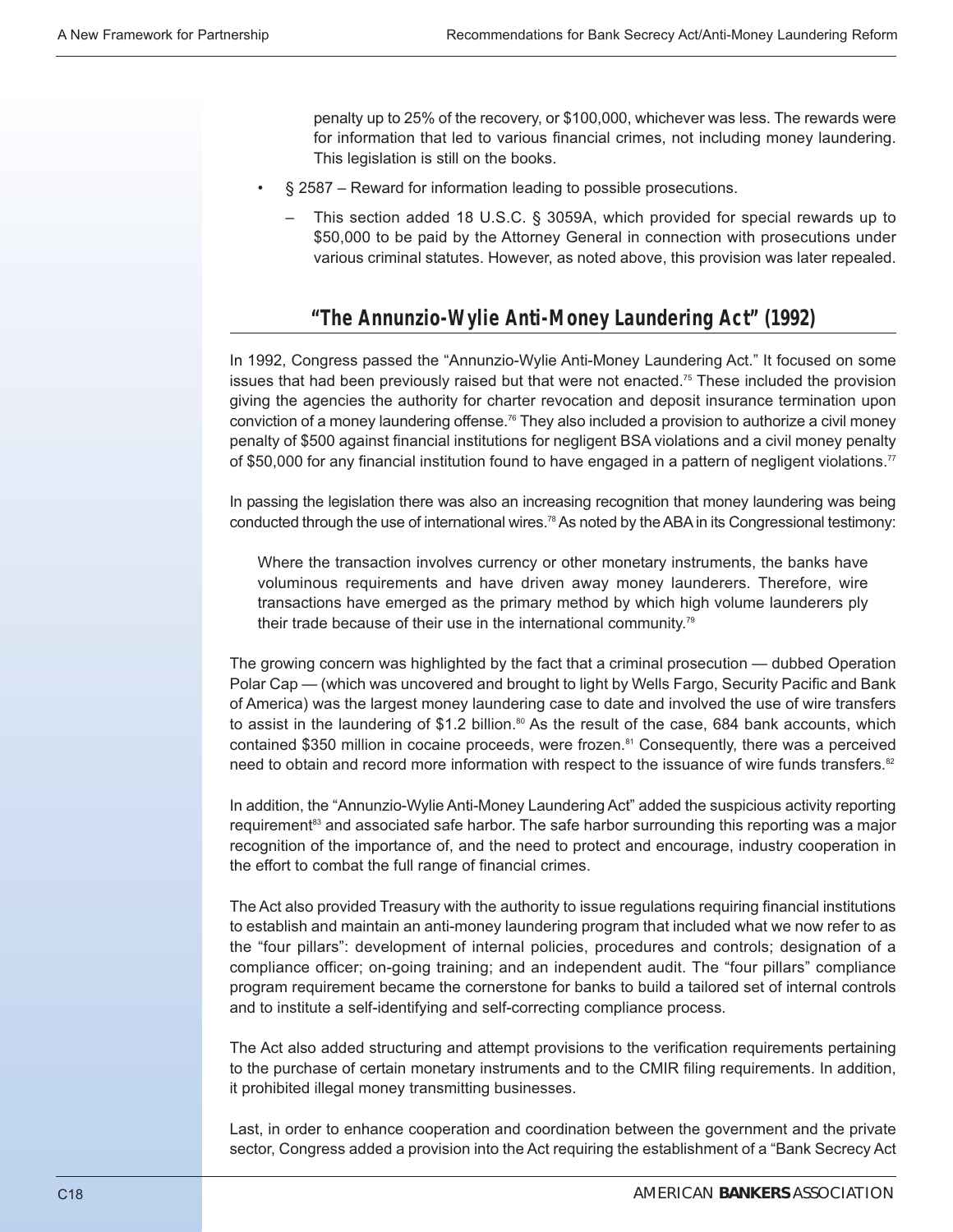penalty up to 25% of the recovery, or $100,000, whichever was less. The rewards were for information that led to various financial crimes, not including money laundering. This legislation is still on the books.

- § 2587 – Reward for information leading to possible prosecutions.
  - This section added 18 U.S.C. § 3059A, which provided for special rewards up to $50,000 to be paid by the Attorney General in connection with prosecutions under various criminal statutes. However, as noted above, this provision was later repealed.

## "The Annunzio-Wylie Anti-Money Laundering Act" (1992)

In 1992, Congress passed the "Annunzio-Wylie Anti-Money Laundering Act." It focused on some issues that had been previously raised but that were not enacted.[75] These included the provision giving the agencies the authority for charter revocation and deposit insurance termination upon conviction of a money laundering offense.[76] They also included a provision to authorize a civil money penalty of $500 against financial institutions for negligent BSA violations and a civil money penalty of $50,000 for any financial institution found to have engaged in a pattern of negligent violations.[77]

In passing the legislation there was also an increasing recognition that money laundering was being conducted through the use of international wires.[78] As noted by the ABA in its Congressional testimony:

> Where the transaction involves currency or other monetary instruments, the banks have voluminous requirements and have driven away money launderers. Therefore, wire transactions have emerged as the primary method by which high volume launderers ply their trade because of their use in the international community.[79]

The growing concern was highlighted by the fact that a criminal prosecution — dubbed Operation Polar Cap — (which was uncovered and brought to light by Wells Fargo, Security Pacific and Bank of America) was the largest money laundering case to date and involved the use of wire transfers to assist in the laundering of $1.2 billion.[80] As the result of the case, 684 bank accounts, which contained $350 million in cocaine proceeds, were frozen.[81] Consequently, there was a perceived need to obtain and record more information with respect to the issuance of wire funds transfers.[82]

In addition, the "Annunzio-Wylie Anti-Money Laundering Act" added the suspicious activity reporting requirement[83] and associated safe harbor. The safe harbor surrounding this reporting was a major recognition of the importance of, and the need to protect and encourage, industry cooperation in the effort to combat the full range of financial crimes.

The Act also provided Treasury with the authority to issue regulations requiring financial institutions to establish and maintain an anti-money laundering program that included what we now refer to as the "four pillars": development of internal policies, procedures and controls; designation of a compliance officer; on-going training; and an independent audit. The "four pillars" compliance program requirement became the cornerstone for banks to build a tailored set of internal controls and to institute a self-identifying and self-correcting compliance process.

The Act also added structuring and attempt provisions to the verification requirements pertaining to the purchase of certain monetary instruments and to the CMIR filing requirements. In addition, it prohibited illegal money transmitting businesses.

Last, in order to enhance cooperation and coordination between the government and the private sector, Congress added a provision into the Act requiring the establishment of a "Bank Secrecy Act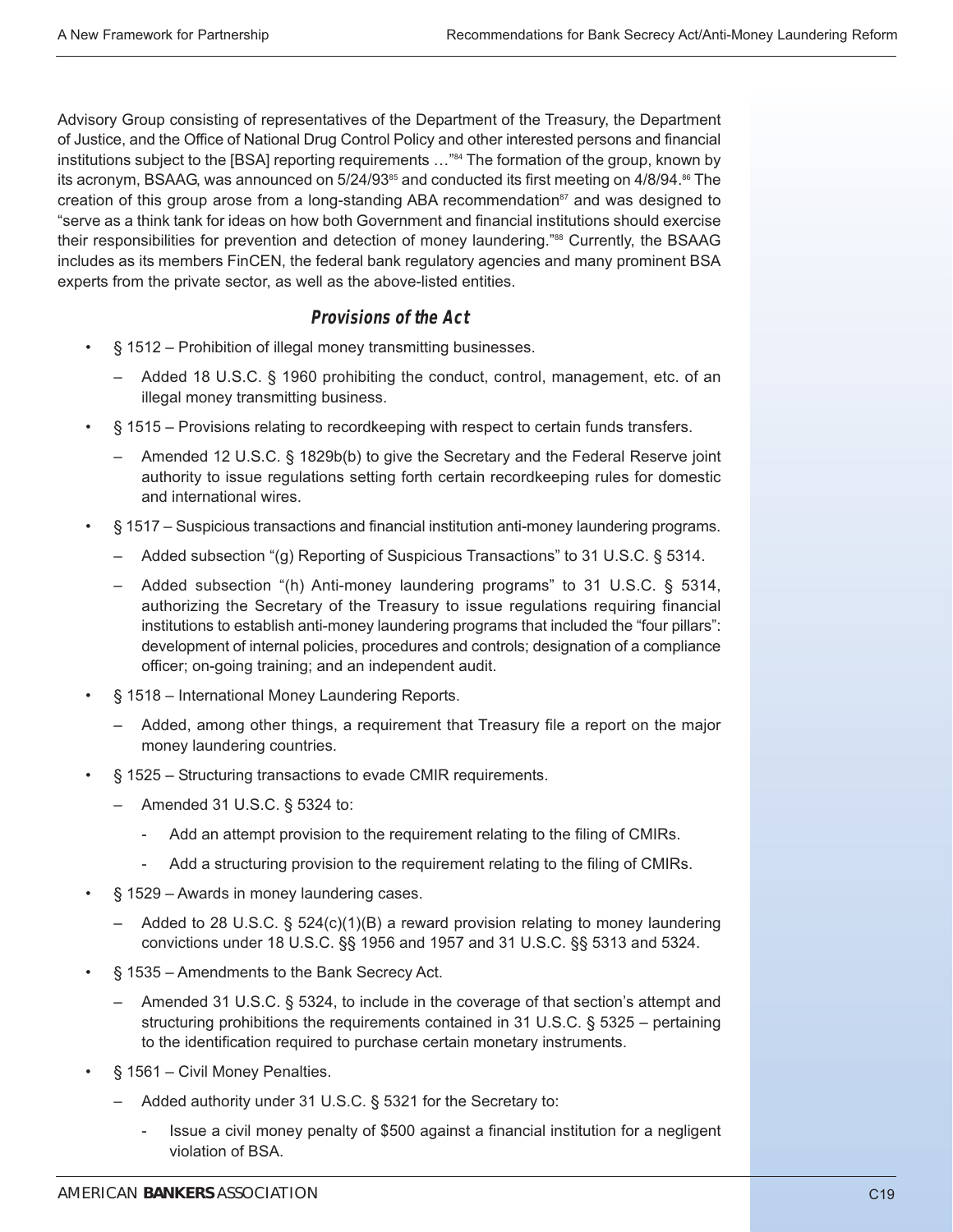Advisory Group consisting of representatives of the Department of the Treasury, the Department of Justice, and the Office of National Drug Control Policy and other interested persons and financial institutions subject to the [BSA] reporting requirements …"[84] The formation of the group, known by its acronym, BSAAG, was announced on 5/24/93[85] and conducted its first meeting on 4/8/94.[86] The creation of this group arose from a long-standing ABA recommendation[87] and was designed to "serve as a think tank for ideas on how both Government and financial institutions should exercise their responsibilities for prevention and detection of money laundering."[88] Currently, the BSAAG includes as its members FinCEN, the federal bank regulatory agencies and many prominent BSA experts from the private sector, as well as the above-listed entities.

### *Provisions of the Act*

- § 1512 – Prohibition of illegal money transmitting businesses.
  - Added 18 U.S.C. § 1960 prohibiting the conduct, control, management, etc. of an illegal money transmitting business.
- § 1515 – Provisions relating to recordkeeping with respect to certain funds transfers.
  - Amended 12 U.S.C. § 1829b(b) to give the Secretary and the Federal Reserve joint authority to issue regulations setting forth certain recordkeeping rules for domestic and international wires.
- § 1517 – Suspicious transactions and financial institution anti-money laundering programs.
  - Added subsection "(g) Reporting of Suspicious Transactions" to 31 U.S.C. § 5314.
  - Added subsection "(h) Anti-money laundering programs" to 31 U.S.C. § 5314, authorizing the Secretary of the Treasury to issue regulations requiring financial institutions to establish anti-money laundering programs that included the "four pillars": development of internal policies, procedures and controls; designation of a compliance officer; on-going training; and an independent audit.
- § 1518 – International Money Laundering Reports.
  - Added, among other things, a requirement that Treasury file a report on the major money laundering countries.
- § 1525 – Structuring transactions to evade CMIR requirements.
  - Amended 31 U.S.C. § 5324 to:
    - Add an attempt provision to the requirement relating to the filing of CMIRs.
    - Add a structuring provision to the requirement relating to the filing of CMIRs.
- § 1529 – Awards in money laundering cases.
  - Added to 28 U.S.C. § 524(c)(1)(B) a reward provision relating to money laundering convictions under 18 U.S.C. §§ 1956 and 1957 and 31 U.S.C. §§ 5313 and 5324.
- § 1535 – Amendments to the Bank Secrecy Act.
  - Amended 31 U.S.C. § 5324, to include in the coverage of that section's attempt and structuring prohibitions the requirements contained in 31 U.S.C. § 5325 – pertaining to the identification required to purchase certain monetary instruments.
- § 1561 – Civil Money Penalties.
  - Added authority under 31 U.S.C. § 5321 for the Secretary to:
    - Issue a civil money penalty of $500 against a financial institution for a negligent violation of BSA.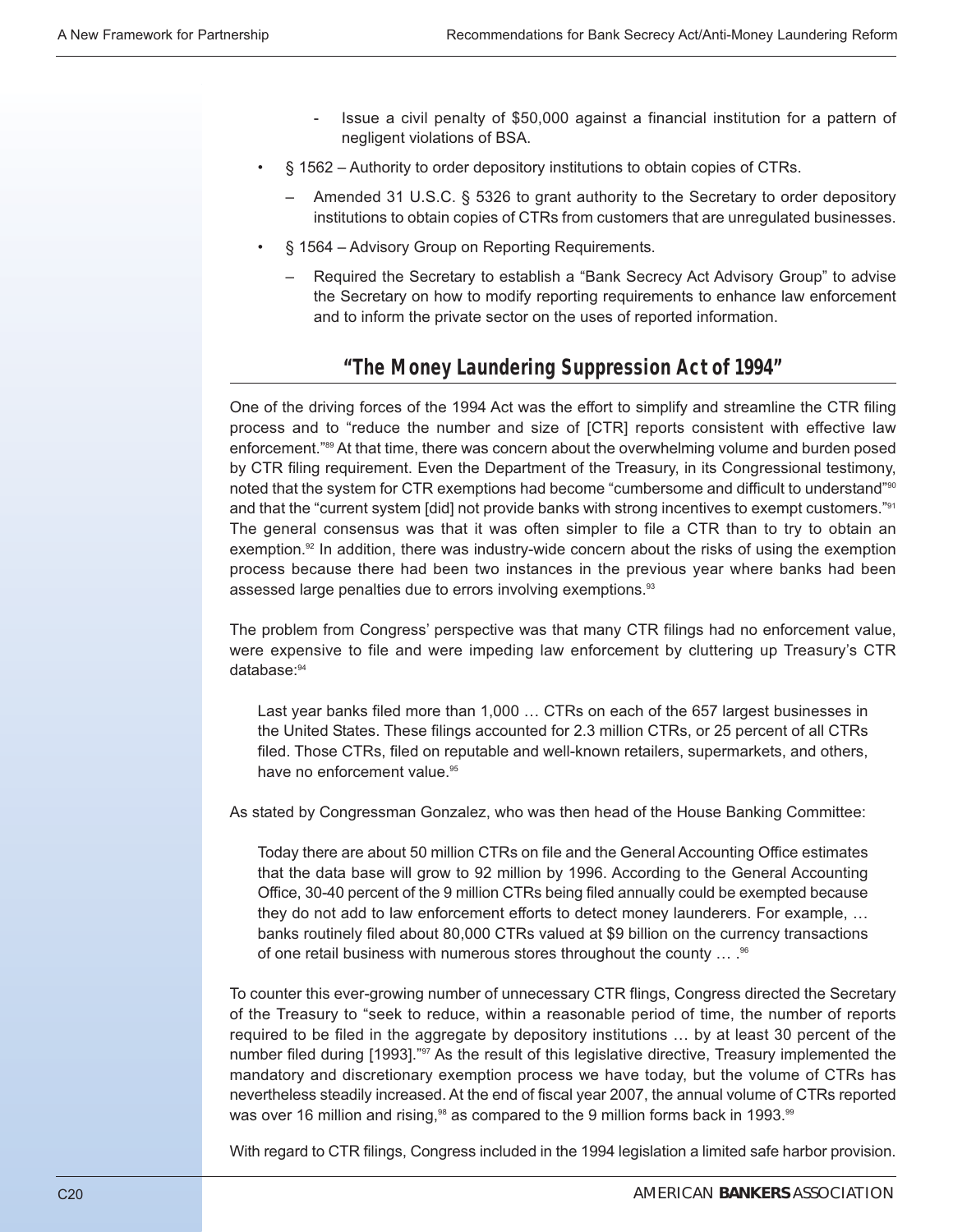- Issue a civil penalty of $50,000 against a financial institution for a pattern of negligent violations of BSA.

- § 1562 – Authority to order depository institutions to obtain copies of CTRs.
  - Amended 31 U.S.C. § 5326 to grant authority to the Secretary to order depository institutions to obtain copies of CTRs from customers that are unregulated businesses.
- § 1564 – Advisory Group on Reporting Requirements.
  - Required the Secretary to establish a "Bank Secrecy Act Advisory Group" to advise the Secretary on how to modify reporting requirements to enhance law enforcement and to inform the private sector on the uses of reported information.

## "The Money Laundering Suppression Act of 1994"

One of the driving forces of the 1994 Act was the effort to simplify and streamline the CTR filing process and to "reduce the number and size of [CTR] reports consistent with effective law enforcement."[89] At that time, there was concern about the overwhelming volume and burden posed by CTR filing requirement. Even the Department of the Treasury, in its Congressional testimony, noted that the system for CTR exemptions had become "cumbersome and difficult to understand"[90] and that the "current system [did] not provide banks with strong incentives to exempt customers."[91] The general consensus was that it was often simpler to file a CTR than to try to obtain an exemption.[92] In addition, there was industry-wide concern about the risks of using the exemption process because there had been two instances in the previous year where banks had been assessed large penalties due to errors involving exemptions.[93]

The problem from Congress' perspective was that many CTR filings had no enforcement value, were expensive to file and were impeding law enforcement by cluttering up Treasury's CTR database:[94]

> Last year banks filed more than 1,000 … CTRs on each of the 657 largest businesses in the United States. These filings accounted for 2.3 million CTRs, or 25 percent of all CTRs filed. Those CTRs, filed on reputable and well-known retailers, supermarkets, and others, have no enforcement value.[95]

As stated by Congressman Gonzalez, who was then head of the House Banking Committee:

> Today there are about 50 million CTRs on file and the General Accounting Office estimates that the data base will grow to 92 million by 1996. According to the General Accounting Office, 30-40 percent of the 9 million CTRs being filed annually could be exempted because they do not add to law enforcement efforts to detect money launderers. For example, … banks routinely filed about 80,000 CTRs valued at $9 billion on the currency transactions of one retail business with numerous stores throughout the county … .[96]

To counter this ever-growing number of unnecessary CTR flings, Congress directed the Secretary of the Treasury to "seek to reduce, within a reasonable period of time, the number of reports required to be filed in the aggregate by depository institutions … by at least 30 percent of the number filed during [1993]."[97] As the result of this legislative directive, Treasury implemented the mandatory and discretionary exemption process we have today, but the volume of CTRs has nevertheless steadily increased. At the end of fiscal year 2007, the annual volume of CTRs reported was over 16 million and rising,[98] as compared to the 9 million forms back in 1993.[99]

With regard to CTR filings, Congress included in the 1994 legislation a limited safe harbor provision.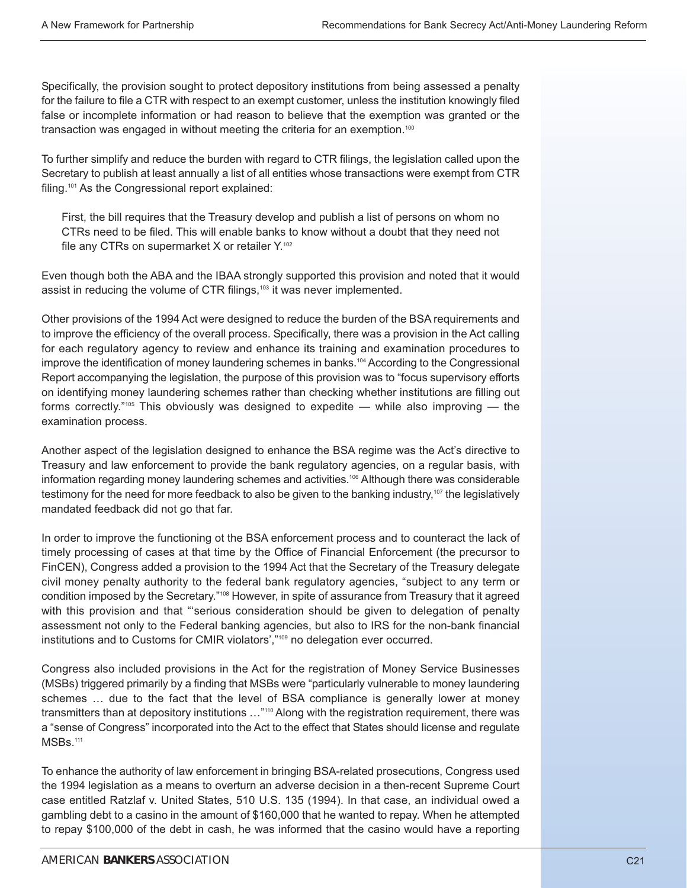Specifically, the provision sought to protect depository institutions from being assessed a penalty for the failure to file a CTR with respect to an exempt customer, unless the institution knowingly filed false or incomplete information or had reason to believe that the exemption was granted or the transaction was engaged in without meeting the criteria for an exemption.[100]

To further simplify and reduce the burden with regard to CTR filings, the legislation called upon the Secretary to publish at least annually a list of all entities whose transactions were exempt from CTR filing.[101] As the Congressional report explained:

> First, the bill requires that the Treasury develop and publish a list of persons on whom no CTRs need to be filed. This will enable banks to know without a doubt that they need not file any CTRs on supermarket X or retailer Y.[102]

Even though both the ABA and the IBAA strongly supported this provision and noted that it would assist in reducing the volume of CTR filings,[103] it was never implemented.

Other provisions of the 1994 Act were designed to reduce the burden of the BSA requirements and to improve the efficiency of the overall process. Specifically, there was a provision in the Act calling for each regulatory agency to review and enhance its training and examination procedures to improve the identification of money laundering schemes in banks.[104] According to the Congressional Report accompanying the legislation, the purpose of this provision was to "focus supervisory efforts on identifying money laundering schemes rather than checking whether institutions are filling out forms correctly."[105] This obviously was designed to expedite — while also improving — the examination process.

Another aspect of the legislation designed to enhance the BSA regime was the Act's directive to Treasury and law enforcement to provide the bank regulatory agencies, on a regular basis, with information regarding money laundering schemes and activities.[106] Although there was considerable testimony for the need for more feedback to also be given to the banking industry,[107] the legislatively mandated feedback did not go that far.

In order to improve the functioning ot the BSA enforcement process and to counteract the lack of timely processing of cases at that time by the Office of Financial Enforcement (the precursor to FinCEN), Congress added a provision to the 1994 Act that the Secretary of the Treasury delegate civil money penalty authority to the federal bank regulatory agencies, "subject to any term or condition imposed by the Secretary."[108] However, in spite of assurance from Treasury that it agreed with this provision and that "'serious consideration should be given to delegation of penalty assessment not only to the Federal banking agencies, but also to IRS for the non-bank financial institutions and to Customs for CMIR violators',"[109] no delegation ever occurred.

Congress also included provisions in the Act for the registration of Money Service Businesses (MSBs) triggered primarily by a finding that MSBs were "particularly vulnerable to money laundering schemes … due to the fact that the level of BSA compliance is generally lower at money transmitters than at depository institutions …"[110] Along with the registration requirement, there was a "sense of Congress" incorporated into the Act to the effect that States should license and regulate MSBs.[111]

To enhance the authority of law enforcement in bringing BSA-related prosecutions, Congress used the 1994 legislation as a means to overturn an adverse decision in a then-recent Supreme Court case entitled Ratzlaf v. United States, 510 U.S. 135 (1994). In that case, an individual owed a gambling debt to a casino in the amount of $160,000 that he wanted to repay. When he attempted to repay $100,000 of the debt in cash, he was informed that the casino would have a reporting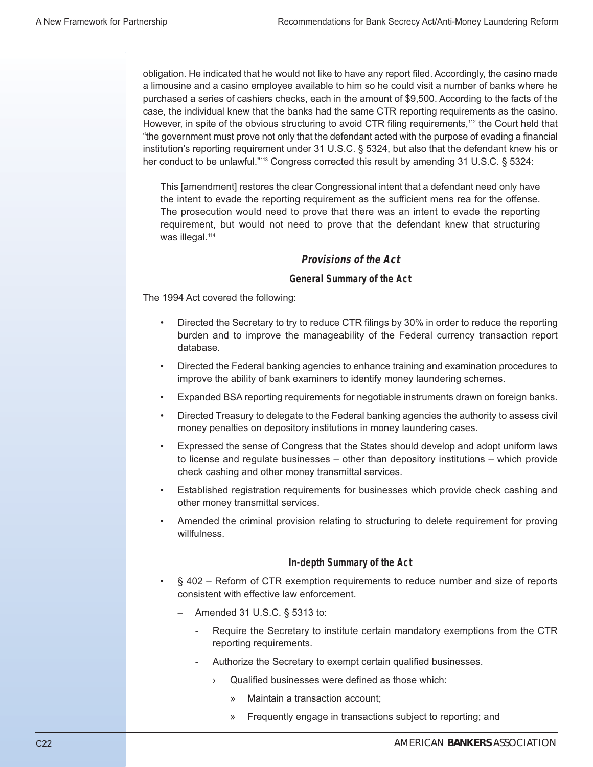obligation. He indicated that he would not like to have any report filed. Accordingly, the casino made a limousine and a casino employee available to him so he could visit a number of banks where he purchased a series of cashiers checks, each in the amount of $9,500. According to the facts of the case, the individual knew that the banks had the same CTR reporting requirements as the casino. However, in spite of the obvious structuring to avoid CTR filing requirements,[112] the Court held that "the government must prove not only that the defendant acted with the purpose of evading a financial institution's reporting requirement under 31 U.S.C. § 5324, but also that the defendant knew his or her conduct to be unlawful."[113] Congress corrected this result by amending 31 U.S.C. § 5324:

> This [amendment] restores the clear Congressional intent that a defendant need only have the intent to evade the reporting requirement as the sufficient mens rea for the offense. The prosecution would need to prove that there was an intent to evade the reporting requirement, but would not need to prove that the defendant knew that structuring was illegal.[114]

### *Provisions of the Act*

#### General Summary of the Act

The 1994 Act covered the following:

- Directed the Secretary to try to reduce CTR filings by 30% in order to reduce the reporting burden and to improve the manageability of the Federal currency transaction report database.
- Directed the Federal banking agencies to enhance training and examination procedures to improve the ability of bank examiners to identify money laundering schemes.
- Expanded BSA reporting requirements for negotiable instruments drawn on foreign banks.
- Directed Treasury to delegate to the Federal banking agencies the authority to assess civil money penalties on depository institutions in money laundering cases.
- Expressed the sense of Congress that the States should develop and adopt uniform laws to license and regulate businesses – other than depository institutions – which provide check cashing and other money transmittal services.
- Established registration requirements for businesses which provide check cashing and other money transmittal services.
- Amended the criminal provision relating to structuring to delete requirement for proving willfulness.

#### In-depth Summary of the Act

- § 402 – Reform of CTR exemption requirements to reduce number and size of reports consistent with effective law enforcement.
  - Amended 31 U.S.C. § 5313 to:
    - Require the Secretary to institute certain mandatory exemptions from the CTR reporting requirements.
    - Authorize the Secretary to exempt certain qualified businesses.
      - Qualified businesses were defined as those which:
        - Maintain a transaction account;
        - Frequently engage in transactions subject to reporting; and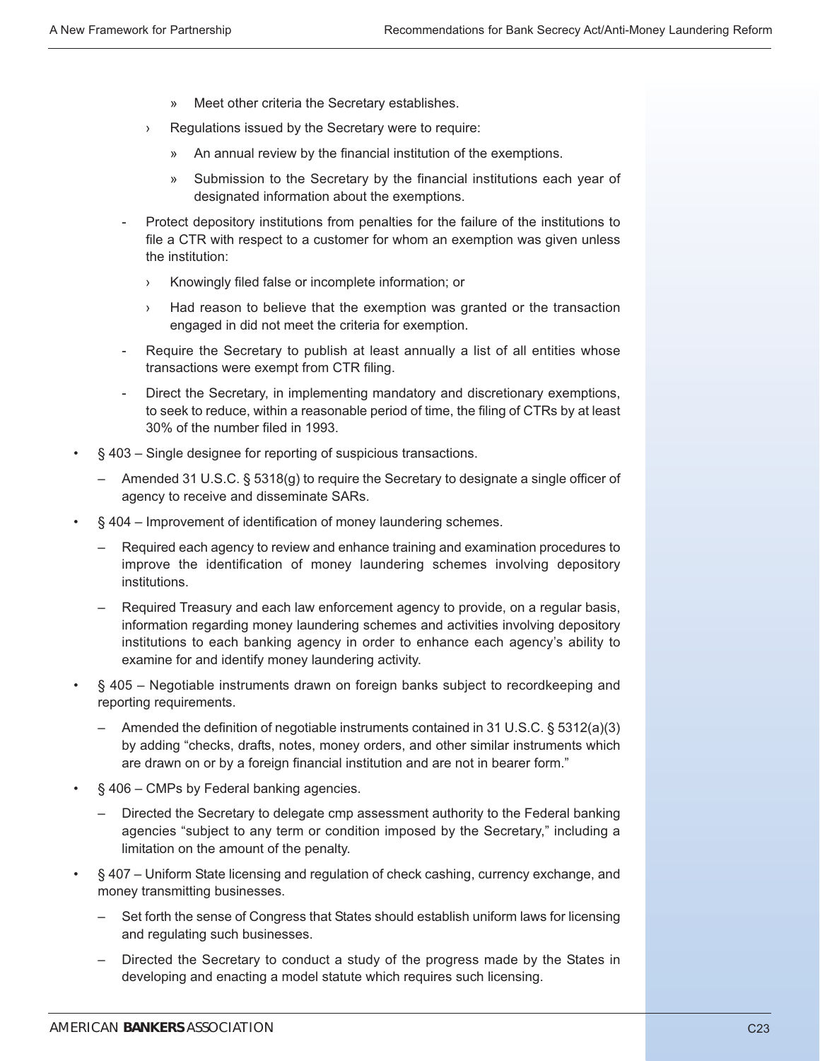- Meet other criteria the Secretary establishes.
    - Regulations issued by the Secretary were to require:
      - An annual review by the financial institution of the exemptions.
      - Submission to the Secretary by the financial institutions each year of designated information about the exemptions.
  - Protect depository institutions from penalties for the failure of the institutions to file a CTR with respect to a customer for whom an exemption was given unless the institution:
    - Knowingly filed false or incomplete information; or
    - Had reason to believe that the exemption was granted or the transaction engaged in did not meet the criteria for exemption.
  - Require the Secretary to publish at least annually a list of all entities whose transactions were exempt from CTR filing.
  - Direct the Secretary, in implementing mandatory and discretionary exemptions, to seek to reduce, within a reasonable period of time, the filing of CTRs by at least 30% of the number filed in 1993.

- § 403 – Single designee for reporting of suspicious transactions.
  - Amended 31 U.S.C. § 5318(g) to require the Secretary to designate a single officer of agency to receive and disseminate SARs.
- § 404 – Improvement of identification of money laundering schemes.
  - Required each agency to review and enhance training and examination procedures to improve the identification of money laundering schemes involving depository institutions.
  - Required Treasury and each law enforcement agency to provide, on a regular basis, information regarding money laundering schemes and activities involving depository institutions to each banking agency in order to enhance each agency's ability to examine for and identify money laundering activity.
- § 405 – Negotiable instruments drawn on foreign banks subject to recordkeeping and reporting requirements.
  - Amended the definition of negotiable instruments contained in 31 U.S.C. § 5312(a)(3) by adding "checks, drafts, notes, money orders, and other similar instruments which are drawn on or by a foreign financial institution and are not in bearer form."
- § 406 – CMPs by Federal banking agencies.
  - Directed the Secretary to delegate cmp assessment authority to the Federal banking agencies "subject to any term or condition imposed by the Secretary," including a limitation on the amount of the penalty.
- § 407 – Uniform State licensing and regulation of check cashing, currency exchange, and money transmitting businesses.
  - Set forth the sense of Congress that States should establish uniform laws for licensing and regulating such businesses.
  - Directed the Secretary to conduct a study of the progress made by the States in developing and enacting a model statute which requires such licensing.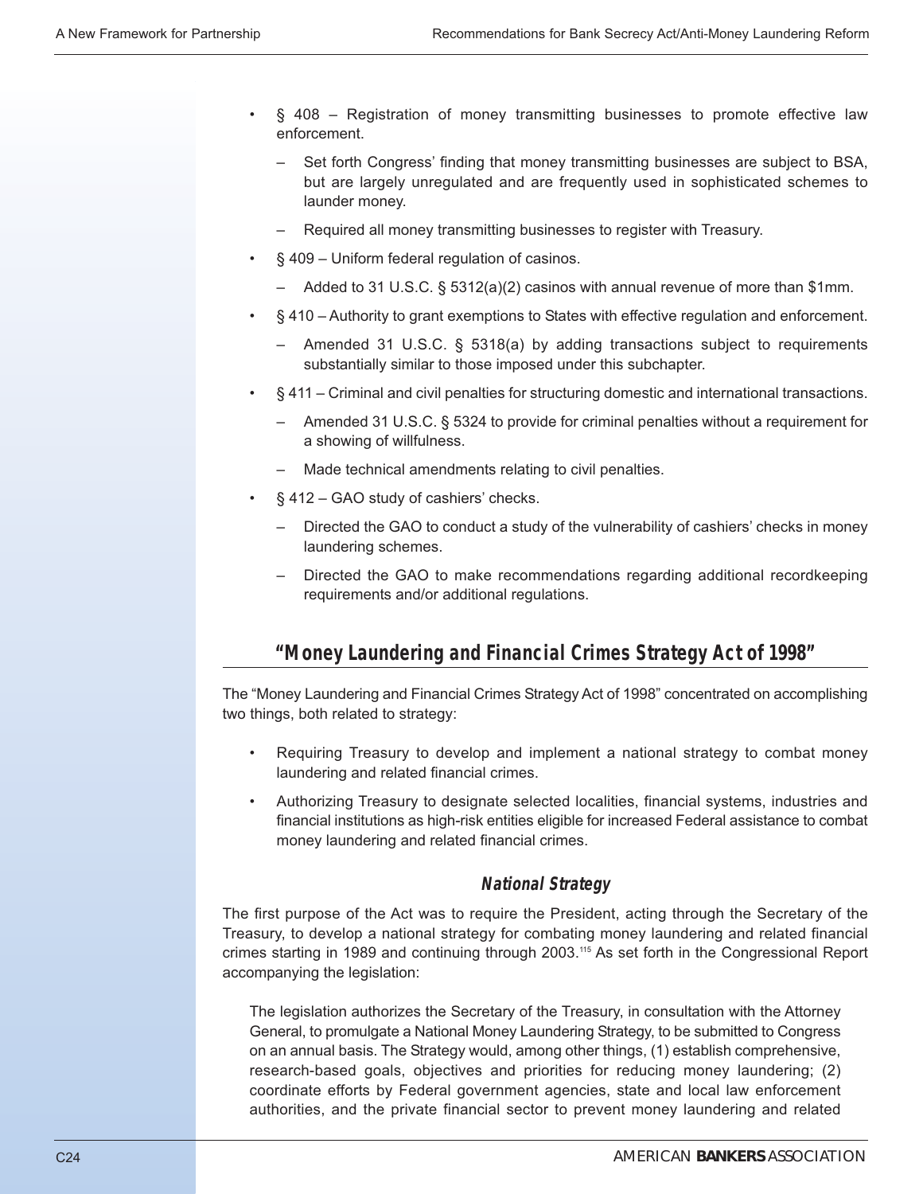- § 408 – Registration of money transmitting businesses to promote effective law enforcement.
  - Set forth Congress' finding that money transmitting businesses are subject to BSA, but are largely unregulated and are frequently used in sophisticated schemes to launder money.
  - Required all money transmitting businesses to register with Treasury.
- § 409 – Uniform federal regulation of casinos.
  - Added to 31 U.S.C. § 5312(a)(2) casinos with annual revenue of more than $1mm.
- § 410 – Authority to grant exemptions to States with effective regulation and enforcement.
  - Amended 31 U.S.C. § 5318(a) by adding transactions subject to requirements substantially similar to those imposed under this subchapter.
- § 411 – Criminal and civil penalties for structuring domestic and international transactions.
  - Amended 31 U.S.C. § 5324 to provide for criminal penalties without a requirement for a showing of willfulness.
  - Made technical amendments relating to civil penalties.
- § 412 – GAO study of cashiers' checks.
  - Directed the GAO to conduct a study of the vulnerability of cashiers' checks in money laundering schemes.
  - Directed the GAO to make recommendations regarding additional recordkeeping requirements and/or additional regulations.

## "Money Laundering and Financial Crimes Strategy Act of 1998"

The "Money Laundering and Financial Crimes Strategy Act of 1998" concentrated on accomplishing two things, both related to strategy:

- Requiring Treasury to develop and implement a national strategy to combat money laundering and related financial crimes.
- Authorizing Treasury to designate selected localities, financial systems, industries and financial institutions as high-risk entities eligible for increased Federal assistance to combat money laundering and related financial crimes.

### National Strategy

The first purpose of the Act was to require the President, acting through the Secretary of the Treasury, to develop a national strategy for combating money laundering and related financial crimes starting in 1989 and continuing through 2003.[115] As set forth in the Congressional Report accompanying the legislation:

> The legislation authorizes the Secretary of the Treasury, in consultation with the Attorney General, to promulgate a National Money Laundering Strategy, to be submitted to Congress on an annual basis. The Strategy would, among other things, (1) establish comprehensive, research-based goals, objectives and priorities for reducing money laundering; (2) coordinate efforts by Federal government agencies, state and local law enforcement authorities, and the private financial sector to prevent money laundering and related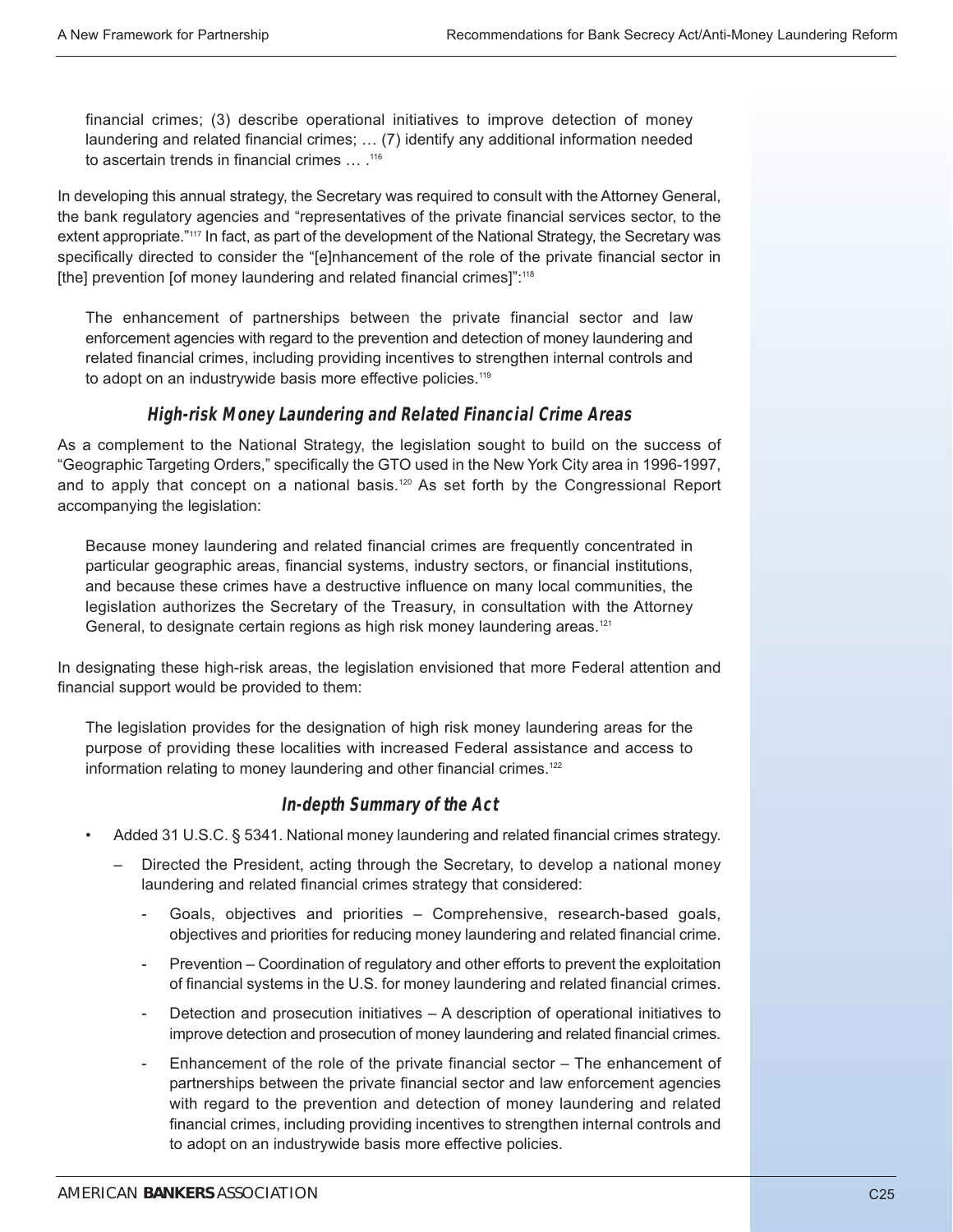> financial crimes; (3) describe operational initiatives to improve detection of money laundering and related financial crimes; … (7) identify any additional information needed to ascertain trends in financial crimes … .[116]

In developing this annual strategy, the Secretary was required to consult with the Attorney General, the bank regulatory agencies and "representatives of the private financial services sector, to the extent appropriate."[117] In fact, as part of the development of the National Strategy, the Secretary was specifically directed to consider the "[e]nhancement of the role of the private financial sector in [the] prevention [of money laundering and related financial crimes]":[118]

> The enhancement of partnerships between the private financial sector and law enforcement agencies with regard to the prevention and detection of money laundering and related financial crimes, including providing incentives to strengthen internal controls and to adopt on an industrywide basis more effective policies.[119]

### High-risk Money Laundering and Related Financial Crime Areas

As a complement to the National Strategy, the legislation sought to build on the success of "Geographic Targeting Orders," specifically the GTO used in the New York City area in 1996-1997, and to apply that concept on a national basis.[120] As set forth by the Congressional Report accompanying the legislation:

> Because money laundering and related financial crimes are frequently concentrated in particular geographic areas, financial systems, industry sectors, or financial institutions, and because these crimes have a destructive influence on many local communities, the legislation authorizes the Secretary of the Treasury, in consultation with the Attorney General, to designate certain regions as high risk money laundering areas.[121]

In designating these high-risk areas, the legislation envisioned that more Federal attention and financial support would be provided to them:

> The legislation provides for the designation of high risk money laundering areas for the purpose of providing these localities with increased Federal assistance and access to information relating to money laundering and other financial crimes.[122]

### In-depth Summary of the Act

- Added 31 U.S.C. § 5341. National money laundering and related financial crimes strategy.
  - Directed the President, acting through the Secretary, to develop a national money laundering and related financial crimes strategy that considered:
    - Goals, objectives and priorities – Comprehensive, research-based goals, objectives and priorities for reducing money laundering and related financial crime.
    - Prevention – Coordination of regulatory and other efforts to prevent the exploitation of financial systems in the U.S. for money laundering and related financial crimes.
    - Detection and prosecution initiatives – A description of operational initiatives to improve detection and prosecution of money laundering and related financial crimes.
    - Enhancement of the role of the private financial sector – The enhancement of partnerships between the private financial sector and law enforcement agencies with regard to the prevention and detection of money laundering and related financial crimes, including providing incentives to strengthen internal controls and to adopt on an industrywide basis more effective policies.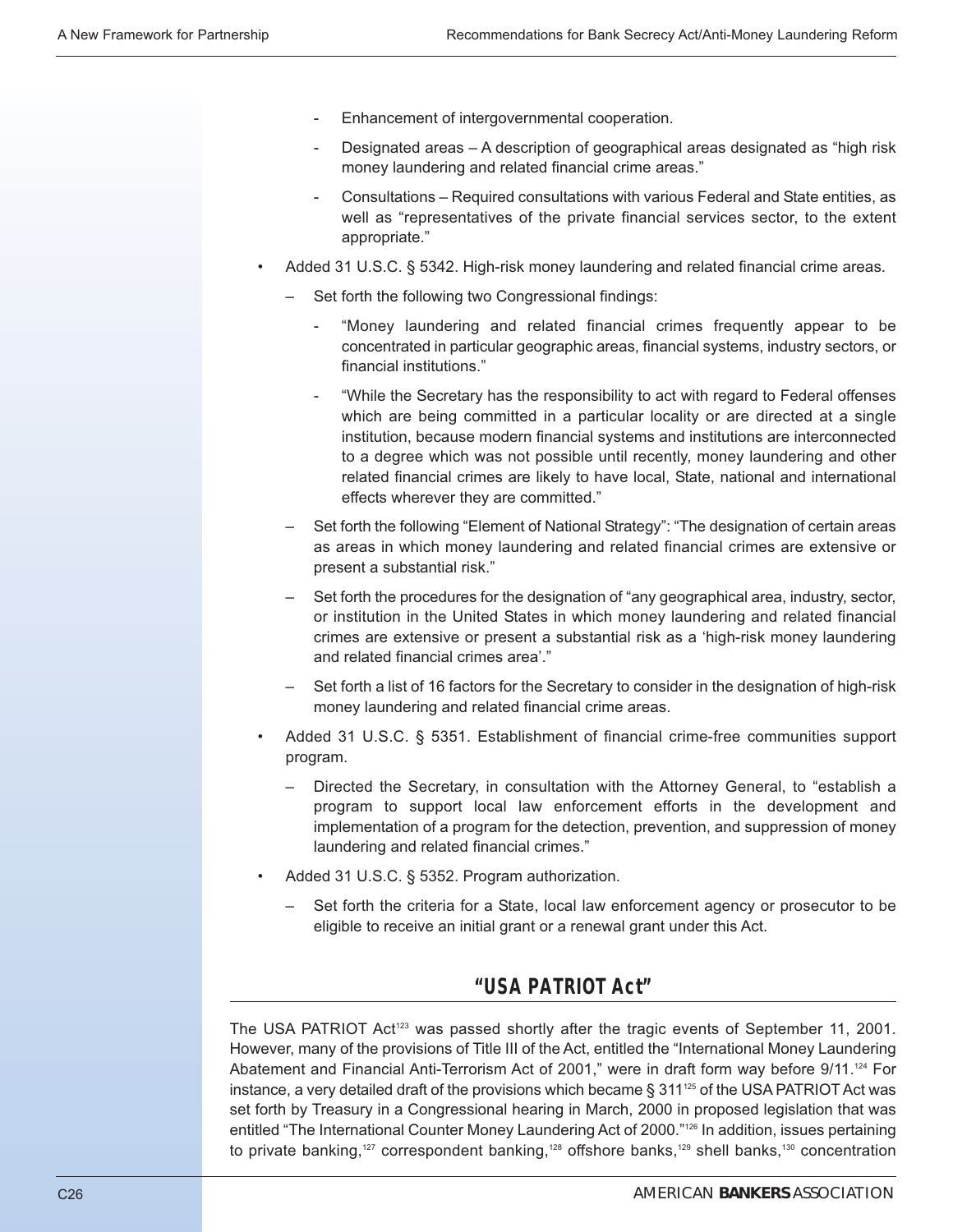- Enhancement of intergovernmental cooperation.
    - Designated areas – A description of geographical areas designated as "high risk money laundering and related financial crime areas."
    - Consultations – Required consultations with various Federal and State entities, as well as "representatives of the private financial services sector, to the extent appropriate."

- Added 31 U.S.C. § 5342. High-risk money laundering and related financial crime areas.
  - Set forth the following two Congressional findings:
    - "Money laundering and related financial crimes frequently appear to be concentrated in particular geographic areas, financial systems, industry sectors, or financial institutions."
    - "While the Secretary has the responsibility to act with regard to Federal offenses which are being committed in a particular locality or are directed at a single institution, because modern financial systems and institutions are interconnected to a degree which was not possible until recently, money laundering and other related financial crimes are likely to have local, State, national and international effects wherever they are committed."
  - Set forth the following "Element of National Strategy": "The designation of certain areas as areas in which money laundering and related financial crimes are extensive or present a substantial risk."
  - Set forth the procedures for the designation of "any geographical area, industry, sector, or institution in the United States in which money laundering and related financial crimes are extensive or present a substantial risk as a 'high-risk money laundering and related financial crimes area'."
  - Set forth a list of 16 factors for the Secretary to consider in the designation of high-risk money laundering and related financial crime areas.
- Added 31 U.S.C. § 5351. Establishment of financial crime-free communities support program.
  - Directed the Secretary, in consultation with the Attorney General, to "establish a program to support local law enforcement efforts in the development and implementation of a program for the detection, prevention, and suppression of money laundering and related financial crimes."
- Added 31 U.S.C. § 5352. Program authorization.
  - Set forth the criteria for a State, local law enforcement agency or prosecutor to be eligible to receive an initial grant or a renewal grant under this Act.

## "USA PATRIOT Act"

The USA PATRIOT Act[123] was passed shortly after the tragic events of September 11, 2001. However, many of the provisions of Title III of the Act, entitled the "International Money Laundering Abatement and Financial Anti-Terrorism Act of 2001," were in draft form way before 9/11.[124] For instance, a very detailed draft of the provisions which became § 311[125] of the USA PATRIOT Act was set forth by Treasury in a Congressional hearing in March, 2000 in proposed legislation that was entitled "The International Counter Money Laundering Act of 2000."[126] In addition, issues pertaining to private banking,[127] correspondent banking,[128] offshore banks,[129] shell banks,[130] concentration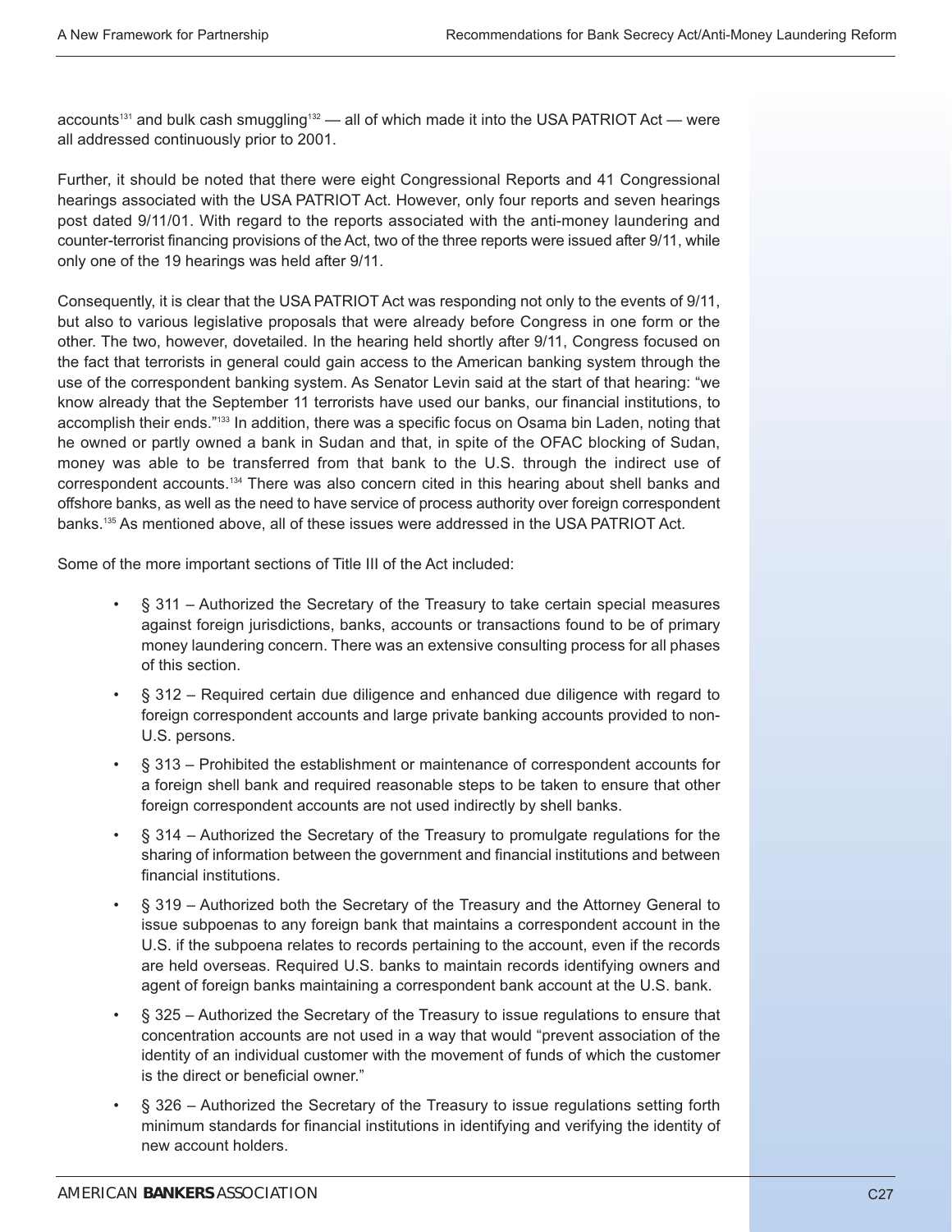accounts[131] and bulk cash smuggling[132] — all of which made it into the USA PATRIOT Act — were all addressed continuously prior to 2001.

Further, it should be noted that there were eight Congressional Reports and 41 Congressional hearings associated with the USA PATRIOT Act. However, only four reports and seven hearings post dated 9/11/01. With regard to the reports associated with the anti-money laundering and counter-terrorist financing provisions of the Act, two of the three reports were issued after 9/11, while only one of the 19 hearings was held after 9/11.

Consequently, it is clear that the USA PATRIOT Act was responding not only to the events of 9/11, but also to various legislative proposals that were already before Congress in one form or the other. The two, however, dovetailed. In the hearing held shortly after 9/11, Congress focused on the fact that terrorists in general could gain access to the American banking system through the use of the correspondent banking system. As Senator Levin said at the start of that hearing: "we know already that the September 11 terrorists have used our banks, our financial institutions, to accomplish their ends."[133] In addition, there was a specific focus on Osama bin Laden, noting that he owned or partly owned a bank in Sudan and that, in spite of the OFAC blocking of Sudan, money was able to be transferred from that bank to the U.S. through the indirect use of correspondent accounts.[134] There was also concern cited in this hearing about shell banks and offshore banks, as well as the need to have service of process authority over foreign correspondent banks.[135] As mentioned above, all of these issues were addressed in the USA PATRIOT Act.

Some of the more important sections of Title III of the Act included:

- § 311 – Authorized the Secretary of the Treasury to take certain special measures against foreign jurisdictions, banks, accounts or transactions found to be of primary money laundering concern. There was an extensive consulting process for all phases of this section.
- § 312 – Required certain due diligence and enhanced due diligence with regard to foreign correspondent accounts and large private banking accounts provided to non-U.S. persons.
- § 313 – Prohibited the establishment or maintenance of correspondent accounts for a foreign shell bank and required reasonable steps to be taken to ensure that other foreign correspondent accounts are not used indirectly by shell banks.
- § 314 – Authorized the Secretary of the Treasury to promulgate regulations for the sharing of information between the government and financial institutions and between financial institutions.
- § 319 – Authorized both the Secretary of the Treasury and the Attorney General to issue subpoenas to any foreign bank that maintains a correspondent account in the U.S. if the subpoena relates to records pertaining to the account, even if the records are held overseas. Required U.S. banks to maintain records identifying owners and agent of foreign banks maintaining a correspondent bank account at the U.S. bank.
- § 325 – Authorized the Secretary of the Treasury to issue regulations to ensure that concentration accounts are not used in a way that would "prevent association of the identity of an individual customer with the movement of funds of which the customer is the direct or beneficial owner."
- § 326 – Authorized the Secretary of the Treasury to issue regulations setting forth minimum standards for financial institutions in identifying and verifying the identity of new account holders.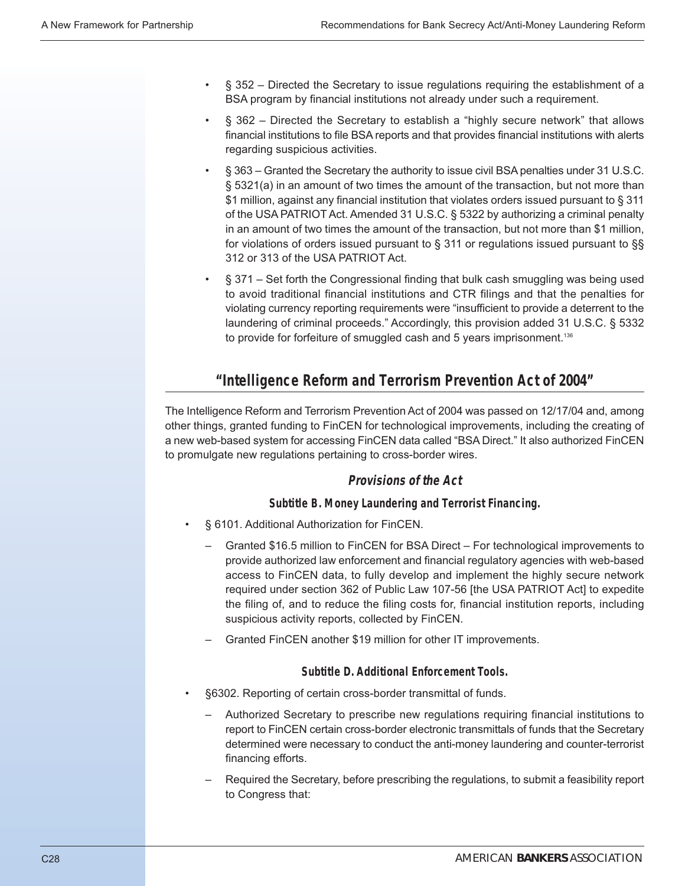- § 352 – Directed the Secretary to issue regulations requiring the establishment of a BSA program by financial institutions not already under such a requirement.
- § 362 – Directed the Secretary to establish a "highly secure network" that allows financial institutions to file BSA reports and that provides financial institutions with alerts regarding suspicious activities.
- § 363 – Granted the Secretary the authority to issue civil BSA penalties under 31 U.S.C. § 5321(a) in an amount of two times the amount of the transaction, but not more than $1 million, against any financial institution that violates orders issued pursuant to § 311 of the USA PATRIOT Act. Amended 31 U.S.C. § 5322 by authorizing a criminal penalty in an amount of two times the amount of the transaction, but not more than $1 million, for violations of orders issued pursuant to § 311 or regulations issued pursuant to §§ 312 or 313 of the USA PATRIOT Act.
- § 371 – Set forth the Congressional finding that bulk cash smuggling was being used to avoid traditional financial institutions and CTR filings and that the penalties for violating currency reporting requirements were "insufficient to provide a deterrent to the laundering of criminal proceeds." Accordingly, this provision added 31 U.S.C. § 5332 to provide for forfeiture of smuggled cash and 5 years imprisonment.[136]

## "Intelligence Reform and Terrorism Prevention Act of 2004"

The Intelligence Reform and Terrorism Prevention Act of 2004 was passed on 12/17/04 and, among other things, granted funding to FinCEN for technological improvements, including the creating of a new web-based system for accessing FinCEN data called "BSA Direct." It also authorized FinCEN to promulgate new regulations pertaining to cross-border wires.

### Provisions of the Act

#### Subtitle B. Money Laundering and Terrorist Financing.

- § 6101. Additional Authorization for FinCEN.
  - Granted $16.5 million to FinCEN for BSA Direct – For technological improvements to provide authorized law enforcement and financial regulatory agencies with web-based access to FinCEN data, to fully develop and implement the highly secure network required under section 362 of Public Law 107-56 [the USA PATRIOT Act] to expedite the filing of, and to reduce the filing costs for, financial institution reports, including suspicious activity reports, collected by FinCEN.
  - Granted FinCEN another $19 million for other IT improvements.

#### Subtitle D. Additional Enforcement Tools.

- §6302. Reporting of certain cross-border transmittal of funds.
  - Authorized Secretary to prescribe new regulations requiring financial institutions to report to FinCEN certain cross-border electronic transmittals of funds that the Secretary determined were necessary to conduct the anti-money laundering and counter-terrorist financing efforts.
  - Required the Secretary, before prescribing the regulations, to submit a feasibility report to Congress that: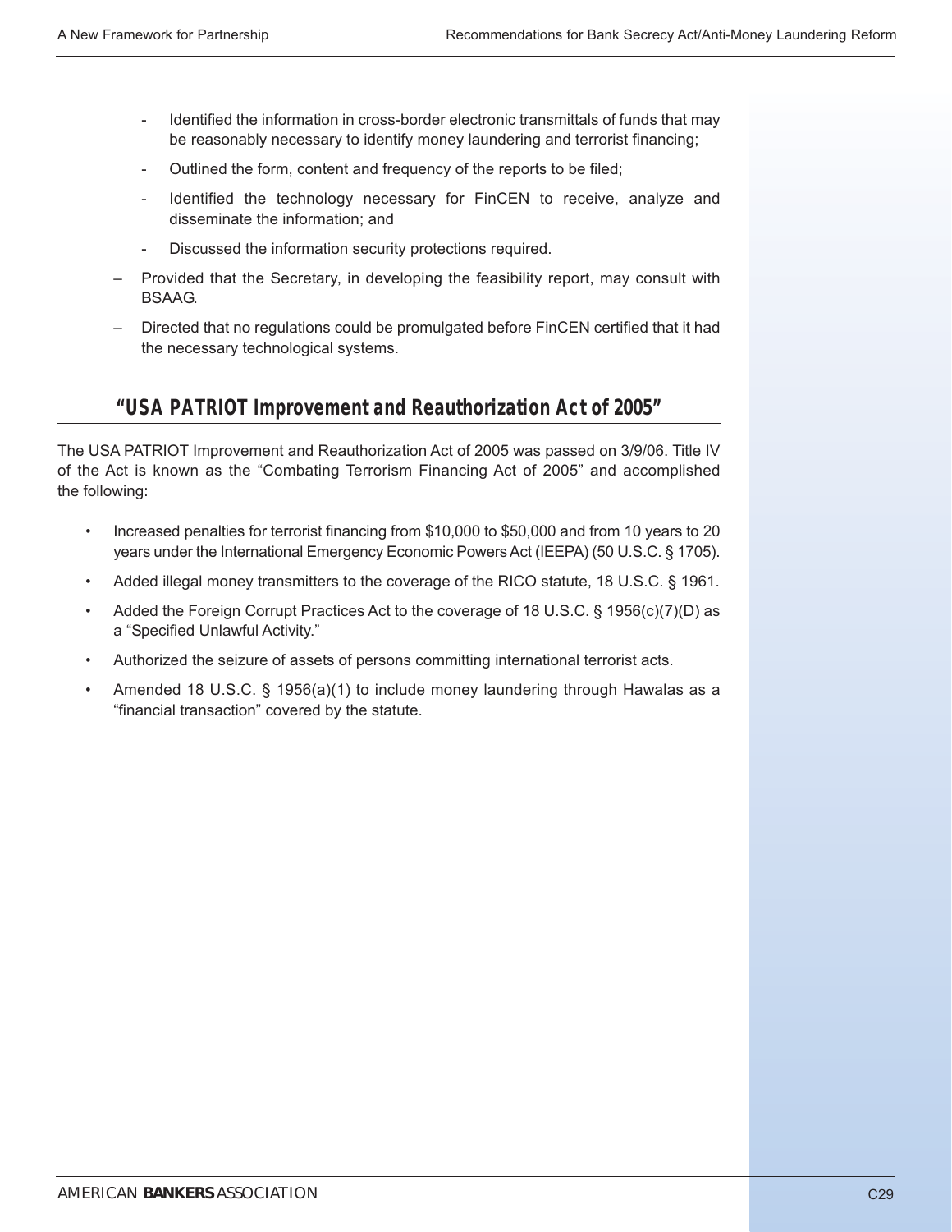- Identified the information in cross-border electronic transmittals of funds that may be reasonably necessary to identify money laundering and terrorist financing;
  - Outlined the form, content and frequency of the reports to be filed;
  - Identified the technology necessary for FinCEN to receive, analyze and disseminate the information; and
  - Discussed the information security protections required.
- Provided that the Secretary, in developing the feasibility report, may consult with BSAAG.
- Directed that no regulations could be promulgated before FinCEN certified that it had the necessary technological systems.

## "USA PATRIOT Improvement and Reauthorization Act of 2005"

The USA PATRIOT Improvement and Reauthorization Act of 2005 was passed on 3/9/06. Title IV of the Act is known as the "Combating Terrorism Financing Act of 2005" and accomplished the following:

- Increased penalties for terrorist financing from $10,000 to $50,000 and from 10 years to 20 years under the International Emergency Economic Powers Act (IEEPA) (50 U.S.C. § 1705).
- Added illegal money transmitters to the coverage of the RICO statute, 18 U.S.C. § 1961.
- Added the Foreign Corrupt Practices Act to the coverage of 18 U.S.C. § 1956(c)(7)(D) as a "Specified Unlawful Activity."
- Authorized the seizure of assets of persons committing international terrorist acts.
- Amended 18 U.S.C. § 1956(a)(1) to include money laundering through Hawalas as a "financial transaction" covered by the statute.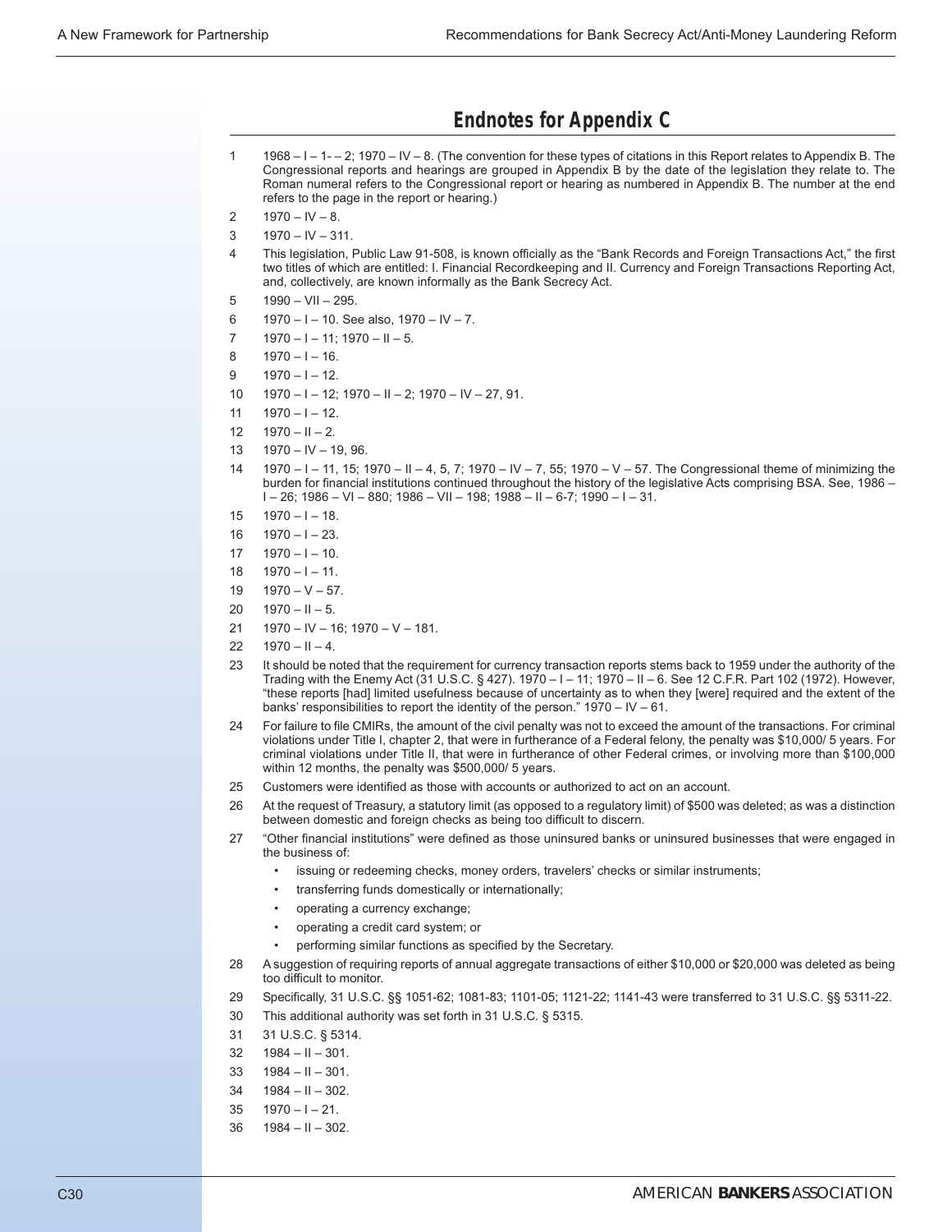## Endnotes for Appendix C

1. 1968 – I – 1- – 2; 1970 – IV – 8. (The convention for these types of citations in this Report relates to Appendix B. The Congressional reports and hearings are grouped in Appendix B by the date of the legislation they relate to. The Roman numeral refers to the Congressional report or hearing as numbered in Appendix B. The number at the end refers to the page in the report or hearing.)
2. 1970 – IV – 8.
3. 1970 – IV – 311.
4. This legislation, Public Law 91-508, is known officially as the "Bank Records and Foreign Transactions Act," the first two titles of which are entitled: I. Financial Recordkeeping and II. Currency and Foreign Transactions Reporting Act, and, collectively, are known informally as the Bank Secrecy Act.
5. 1990 – VII – 295.
6. 1970 – I – 10. See also, 1970 – IV – 7.
7. 1970 – I – 11; 1970 – II – 5.
8. 1970 – I – 16.
9. 1970 – I – 12.
10. 1970 – I – 12; 1970 – II – 2; 1970 – IV – 27, 91.
11. 1970 – I – 12.
12. 1970 – II – 2.
13. 1970 – IV – 19, 96.
14. 1970 – I – 11, 15; 1970 – II – 4, 5, 7; 1970 – IV – 7, 55; 1970 – V – 57. The Congressional theme of minimizing the burden for financial institutions continued throughout the history of the legislative Acts comprising BSA. See, 1986 – I – 26; 1986 – VI – 880; 1986 – VII – 198; 1988 – II – 6-7; 1990 – I – 31.
15. 1970 – I – 18.
16. 1970 – I – 23.
17. 1970 – I – 10.
18. 1970 – I – 11.
19. 1970 – V – 57.
20. 1970 – II – 5.
21. 1970 – IV – 16; 1970 – V – 181.
22. 1970 – II – 4.
23. It should be noted that the requirement for currency transaction reports stems back to 1959 under the authority of the Trading with the Enemy Act (31 U.S.C. § 427). 1970 – I – 11; 1970 – II – 6. See 12 C.F.R. Part 102 (1972). However, "these reports [had] limited usefulness because of uncertainty as to when they [were] required and the extent of the banks' responsibilities to report the identity of the person." 1970 – IV – 61.
24. For failure to file CMIRs, the amount of the civil penalty was not to exceed the amount of the transactions. For criminal violations under Title I, chapter 2, that were in furtherance of a Federal felony, the penalty was $10,000/ 5 years. For criminal violations under Title II, that were in furtherance of other Federal crimes, or involving more than $100,000 within 12 months, the penalty was $500,000/ 5 years.
25. Customers were identified as those with accounts or authorized to act on an account.
26. At the request of Treasury, a statutory limit (as opposed to a regulatory limit) of $500 was deleted; as was a distinction between domestic and foreign checks as being too difficult to discern.
27. "Other financial institutions" were defined as those uninsured banks or uninsured businesses that were engaged in the business of:
    - issuing or redeeming checks, money orders, travelers' checks or similar instruments;
    - transferring funds domestically or internationally;
    - operating a currency exchange;
    - operating a credit card system; or
    - performing similar functions as specified by the Secretary.
28. A suggestion of requiring reports of annual aggregate transactions of either $10,000 or $20,000 was deleted as being too difficult to monitor.
29. Specifically, 31 U.S.C. §§ 1051-62; 1081-83; 1101-05; 1121-22; 1141-43 were transferred to 31 U.S.C. §§ 5311-22.
30. This additional authority was set forth in 31 U.S.C. § 5315.
31. 31 U.S.C. § 5314.
32. 1984 – II – 301.
33. 1984 – II – 301.
34. 1984 – II – 302.
35. 1970 – I – 21.
36. 1984 – II – 302.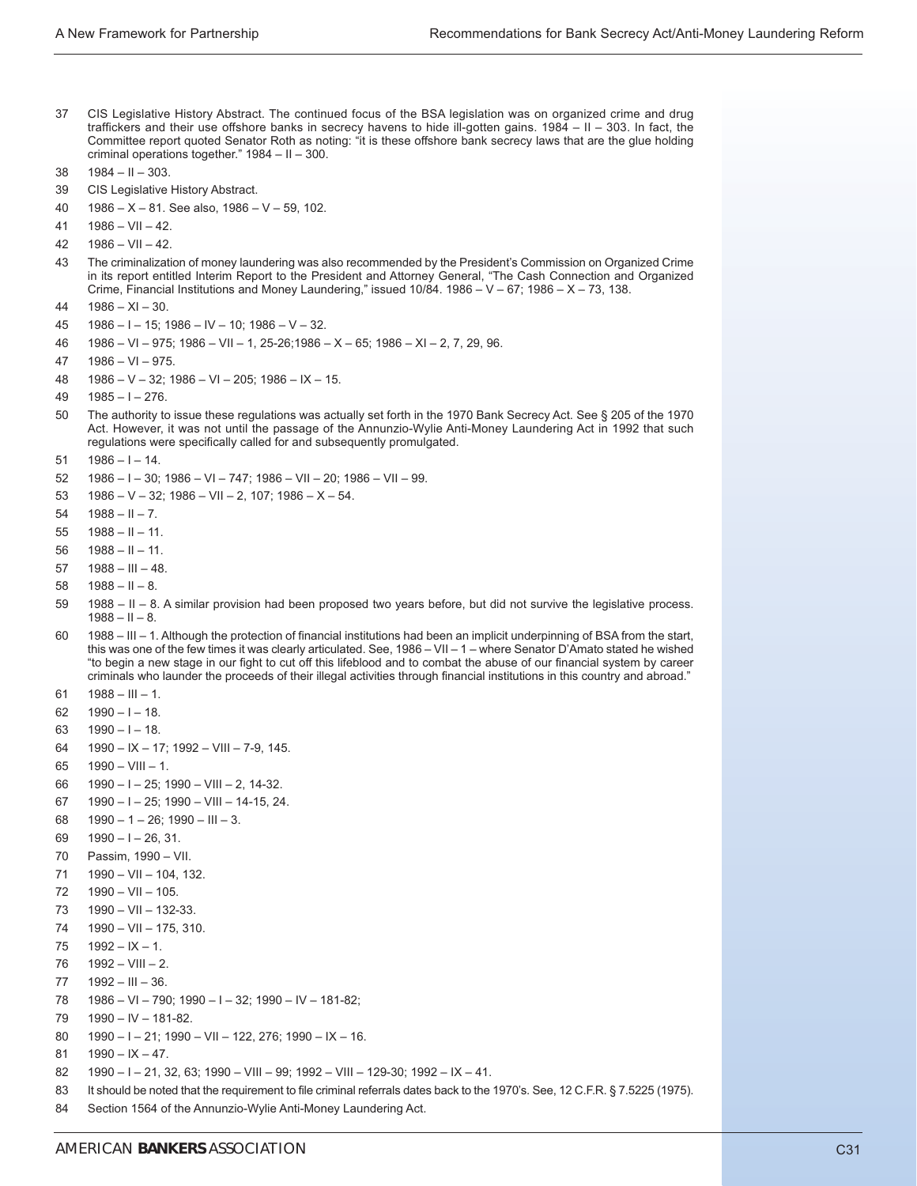37 CIS Legislative History Abstract. The continued focus of the BSA legislation was on organized crime and drug traffickers and their use offshore banks in secrecy havens to hide ill-gotten gains. 1984 – II – 303. In fact, the Committee report quoted Senator Roth as noting: "it is these offshore bank secrecy laws that are the glue holding criminal operations together." 1984 – II – 300.

38 1984 – II – 303.

39 CIS Legislative History Abstract.

40 1986 – X – 81. See also, 1986 – V – 59, 102.

41 1986 – VII – 42.

42 1986 – VII – 42.

43 The criminalization of money laundering was also recommended by the President's Commission on Organized Crime in its report entitled Interim Report to the President and Attorney General, "The Cash Connection and Organized Crime, Financial Institutions and Money Laundering," issued 10/84. 1986 – V – 67; 1986 – X – 73, 138.

44 1986 – XI – 30.

45 1986 – I – 15; 1986 – IV – 10; 1986 – V – 32.

46 1986 – VI – 975; 1986 – VII – 1, 25-26;1986 – X – 65; 1986 – XI – 2, 7, 29, 96.

47 1986 – VI – 975.

48 1986 – V – 32; 1986 – VI – 205; 1986 – IX – 15.

49 1985 – I – 276.

50 The authority to issue these regulations was actually set forth in the 1970 Bank Secrecy Act. See § 205 of the 1970 Act. However, it was not until the passage of the Annunzio-Wylie Anti-Money Laundering Act in 1992 that such regulations were specifically called for and subsequently promulgated.

51 1986 – I – 14.

52 1986 – I – 30; 1986 – VI – 747; 1986 – VII – 20; 1986 – VII – 99.

53 1986 – V – 32; 1986 – VII – 2, 107; 1986 – X – 54.

54 1988 – II – 7.

55 1988 – II – 11.

56 1988 – II – 11.

57 1988 – III – 48.

58 1988 – II – 8.

59 1988 – II – 8. A similar provision had been proposed two years before, but did not survive the legislative process. 1988 – II – 8.

60 1988 – III – 1. Although the protection of financial institutions had been an implicit underpinning of BSA from the start, this was one of the few times it was clearly articulated. See, 1986 – VII – 1 – where Senator D'Amato stated he wished "to begin a new stage in our fight to cut off this lifeblood and to combat the abuse of our financial system by career criminals who launder the proceeds of their illegal activities through financial institutions in this country and abroad."

61 1988 – III – 1.

62 1990 – I – 18.

63 1990 – I – 18.

64 1990 – IX – 17; 1992 – VIII – 7-9, 145.

65 1990 – VIII – 1.

66 1990 – I – 25; 1990 – VIII – 2, 14-32.

67 1990 – I – 25; 1990 – VIII – 14-15, 24.

68 1990 – 1 – 26; 1990 – III – 3.

69 1990 – I – 26, 31.

70 Passim, 1990 – VII.

71 1990 – VII – 104, 132.

72 1990 – VII – 105.

73 1990 – VII – 132-33.

74 1990 – VII – 175, 310.

75 1992 – IX – 1.

76 1992 – VIII – 2.

77 1992 – III – 36.

78 1986 – VI – 790; 1990 – I – 32; 1990 – IV – 181-82;

79 1990 – IV – 181-82.

80 1990 – I – 21; 1990 – VII – 122, 276; 1990 – IX – 16.

81 1990 – IX – 47.

82 1990 – I – 21, 32, 63; 1990 – VIII – 99; 1992 – VIII – 129-30; 1992 – IX – 41.

83 It should be noted that the requirement to file criminal referrals dates back to the 1970's. See, 12 C.F.R. § 7.5225 (1975).

84 Section 1564 of the Annunzio-Wylie Anti-Money Laundering Act.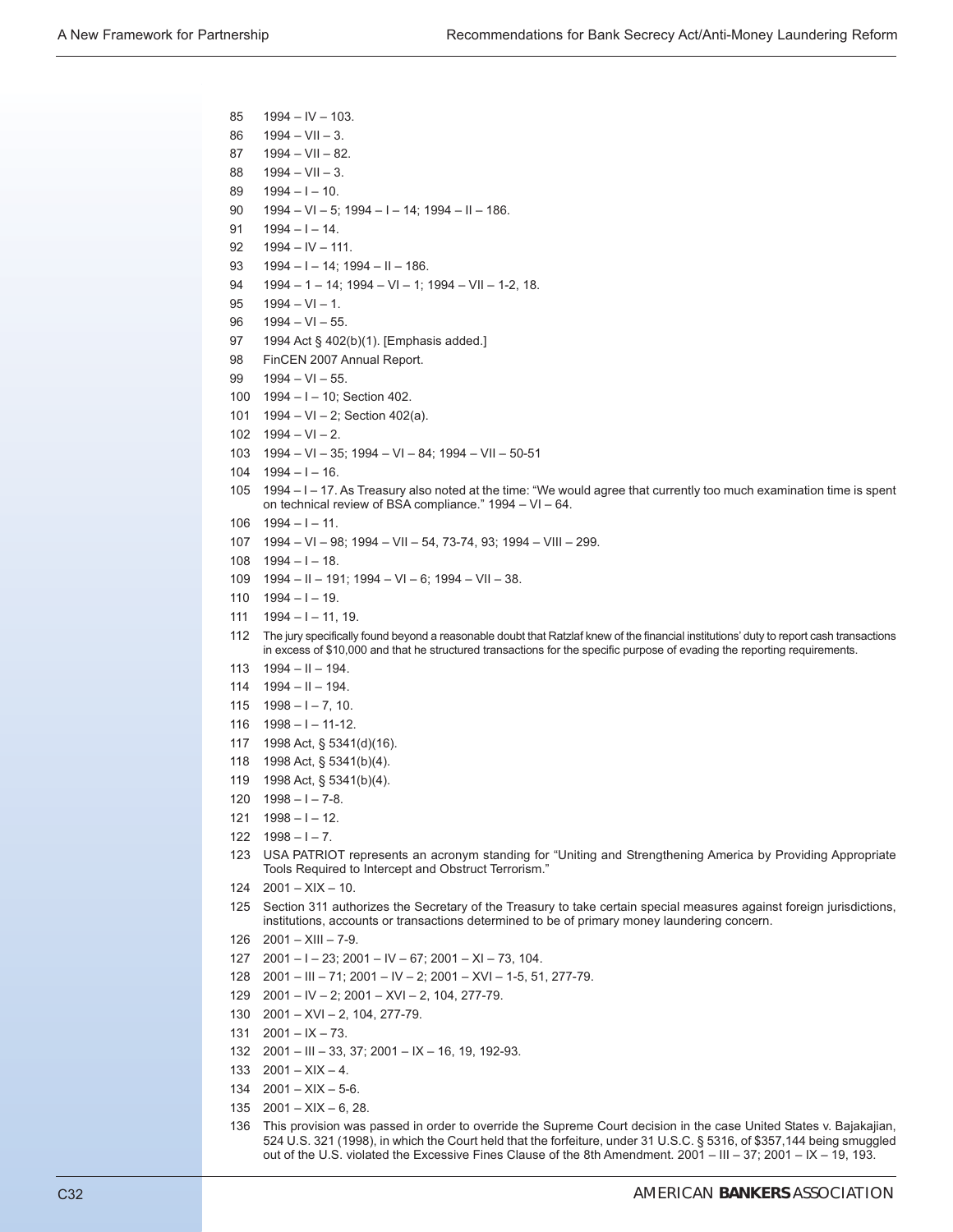85 1994 – IV – 103.

86 1994 – VII – 3.

87 1994 – VII – 82.

88 1994 – VII – 3.

89 1994 – I – 10.

90 1994 – VI – 5; 1994 – I – 14; 1994 – II – 186.

91 1994 – I – 14.

92 1994 – IV – 111.

93 1994 – I – 14; 1994 – II – 186.

94 1994 – 1 – 14; 1994 – VI – 1; 1994 – VII – 1-2, 18.

95 1994 – VI – 1.

96 1994 – VI – 55.

97 1994 Act § 402(b)(1). [Emphasis added.]

98 FinCEN 2007 Annual Report.

99 1994 – VI – 55.

100 1994 – I – 10; Section 402.

101 1994 – VI – 2; Section 402(a).

102 1994 – VI – 2.

103 1994 – VI – 35; 1994 – VI – 84; 1994 – VII – 50-51

104 1994 – I – 16.

105 1994 – I – 17. As Treasury also noted at the time: "We would agree that currently too much examination time is spent on technical review of BSA compliance." 1994 – VI – 64.

106 1994 – I – 11.

107 1994 – VI – 98; 1994 – VII – 54, 73-74, 93; 1994 – VIII – 299.

108 1994 – I – 18.

109 1994 – II – 191; 1994 – VI – 6; 1994 – VII – 38.

110 1994 – I – 19.

111 1994 – I – 11, 19.

112 The jury specifically found beyond a reasonable doubt that Ratzlaf knew of the financial institutions' duty to report cash transactions in excess of $10,000 and that he structured transactions for the specific purpose of evading the reporting requirements.

113 1994 – II – 194.

114 1994 – II – 194.

115 1998 – I – 7, 10.

116 1998 – I – 11-12.

117 1998 Act, § 5341(d)(16).

118 1998 Act, § 5341(b)(4).

119 1998 Act, § 5341(b)(4).

120 1998 – I – 7-8.

121 1998 – I – 12.

122 1998 – I – 7.

123 USA PATRIOT represents an acronym standing for "Uniting and Strengthening America by Providing Appropriate Tools Required to Intercept and Obstruct Terrorism."

124 2001 – XIX – 10.

125 Section 311 authorizes the Secretary of the Treasury to take certain special measures against foreign jurisdictions, institutions, accounts or transactions determined to be of primary money laundering concern.

126 2001 – XIII – 7-9.

127 2001 – I – 23; 2001 – IV – 67; 2001 – XI – 73, 104.

128 2001 – III – 71; 2001 – IV – 2; 2001 – XVI – 1-5, 51, 277-79.

129 2001 – IV – 2; 2001 – XVI – 2, 104, 277-79.

130 2001 – XVI – 2, 104, 277-79.

131 2001 – IX – 73.

132 2001 – III – 33, 37; 2001 – IX – 16, 19, 192-93.

133 2001 – XIX – 4.

134 2001 – XIX – 5-6.

135 2001 – XIX – 6, 28.

136 This provision was passed in order to override the Supreme Court decision in the case United States v. Bajakajian, 524 U.S. 321 (1998), in which the Court held that the forfeiture, under 31 U.S.C. § 5316, of $357,144 being smuggled out of the U.S. violated the Excessive Fines Clause of the 8th Amendment. 2001 – III – 37; 2001 – IX – 19, 193.